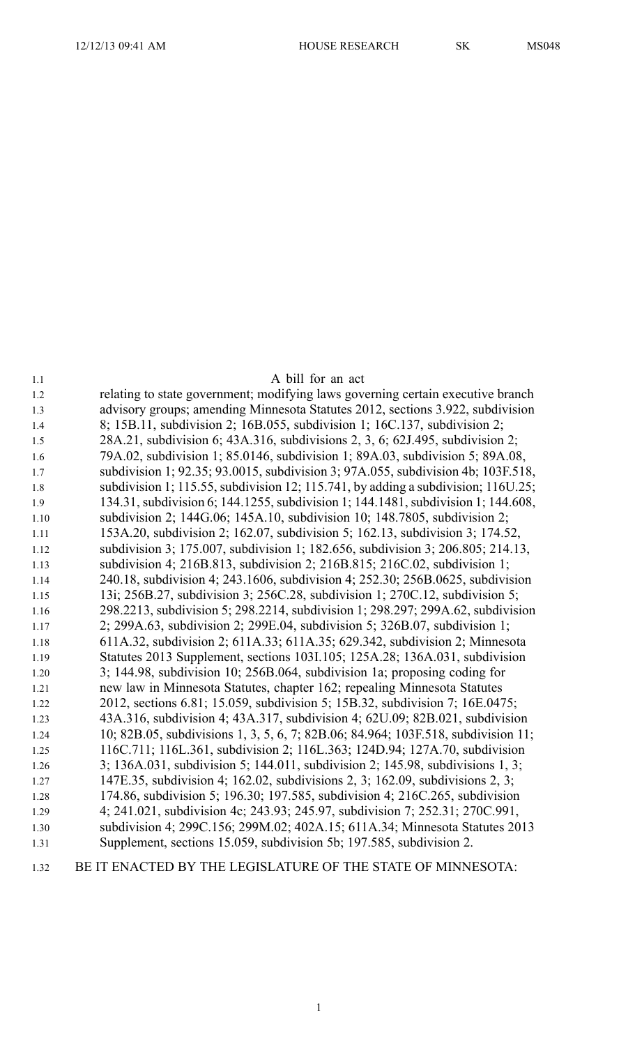A bill for an act

relating to state government; modifying laws governing certain executive branch advisory groups; amending Minnesota Statutes 2012, sections 3.922, subdivision 8; 15B.11, subdivision 2; 16B.055, subdivision 1; 16C.137, subdivision 2; 28A.21, subdivision 6; 43A.316, subdivisions 2, 3, 6; 62J.495, subdivision 2; 79A.02, subdivision 1; 85.0146, subdivision 1; 89A.03, subdivision 5; 89A.08, subdivision 1; 92.35; 93.0015, subdivision 3; 97A.055, subdivision 4b; 103F.518, subdivision 1; 115.55, subdivision 12; 115.741, by adding a subdivision; 116U.25; 134.31, subdivision 6; 144.1255, subdivision 1; 144.1481, subdivision 1; 144.608, subdivision 2; 144G.06; 145A.10, subdivision 10; 148.7805, subdivision 2; 153A.20, subdivision 2; 162.07, subdivision 5; 162.13, subdivision 3; 174.52, subdivision 3; 175.007, subdivision 1; 182.656, subdivision 3; 206.805; 214.13, subdivision 4; 216B.813, subdivision 2; 216B.815; 216C.02, subdivision 1; 240.18, subdivision 4; 243.1606, subdivision 4; 252.30; 256B.0625, subdivision 13i; 256B.27, subdivision 3; 256C.28, subdivision 1; 270C.12, subdivision 5; 298.2213, subdivision 5; 298.2214, subdivision 1; 298.297; 299A.62, subdivision 2; 299A.63, subdivision 2; 299E.04, subdivision 5; 326B.07, subdivision 1; 611A.32, subdivision 2; 611A.33; 611A.35; 629.342, subdivision 2; Minnesota Statutes 2013 Supplement, sections 103I.105; 125A.28; 136A.031, subdivision 3; 144.98, subdivision 10; 256B.064, subdivision 1a; proposing coding for new law in Minnesota Statutes, chapter 162; repealing Minnesota Statutes 2012, sections 6.81; 15.059, subdivision 5; 15B.32, subdivision 7; 16E.0475; 43A.316, subdivision 4; 43A.317, subdivision 4; 62U.09; 82B.021, subdivision 10; 82B.05, subdivisions 1, 3, 5, 6, 7; 82B.06; 84.964; 103F.518, subdivision 11; 116C.711; 116L.361, subdivision 2; 116L.363; 124D.94; 127A.70, subdivision 3; 136A.031, subdivision 5; 144.011, subdivision 2; 145.98, subdivisions 1, 3; 147E.35, subdivision 4; 162.02, subdivisions 2, 3; 162.09, subdivisions 2, 3; 174.86, subdivision 5; 196.30; 197.585, subdivision 4; 216C.265, subdivision 4; 241.021, subdivision 4c; 243.93; 245.97, subdivision 7; 252.31; 270C.991, subdivision 4; 299C.156; 299M.02; 402A.15; 611A.34; Minnesota Statutes 2013 Supplement, sections 15.059, subdivision 5b; 197.585, subdivision 2.

BE IT ENACTED BY THE LEGISLATURE OF THE STATE OF MINNESOTA: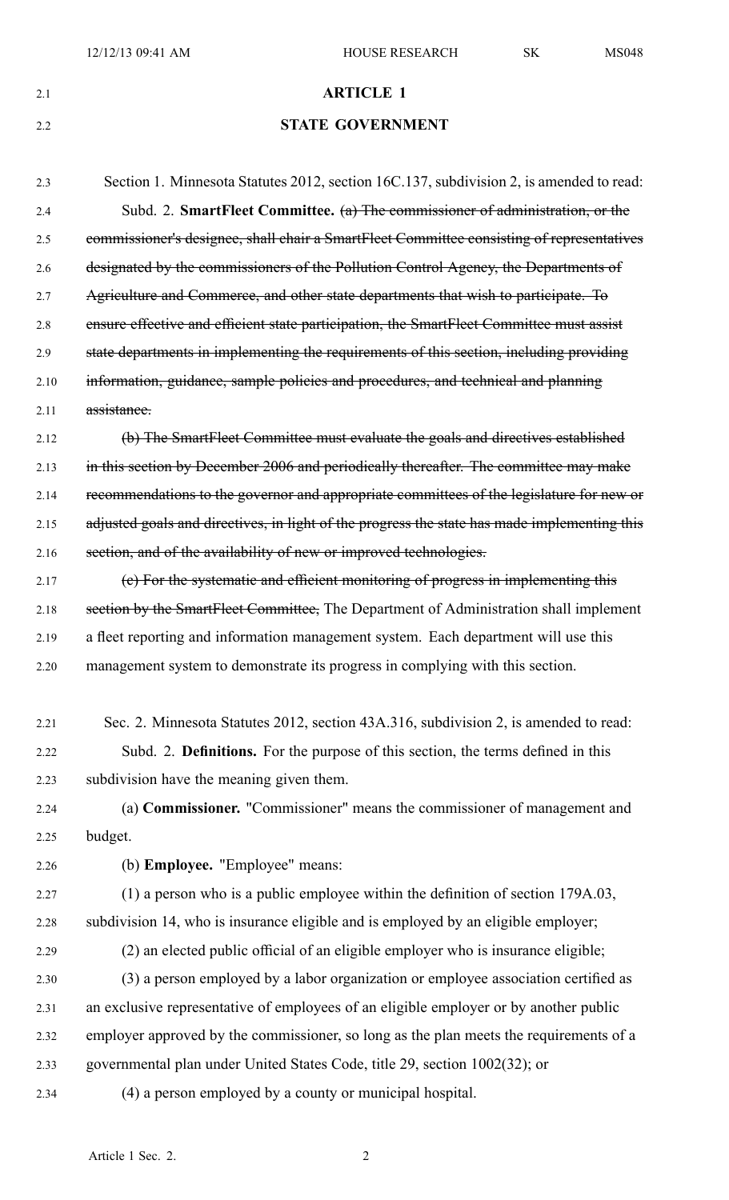## ARTICLE 1

## STATE GOVERNMENT

Section 1. Minnesota Statutes 2012, section 16C.137, subdivision 2, is amended to read:

Subd. 2. **SmartFleet Committee.** ~~(a) The commissioner of administration, or the commissioner's designee, shall chair a SmartFleet Committee consisting of representatives designated by the commissioners of the Pollution Control Agency, the Departments of Agriculture and Commerce, and other state departments that wish to participate. To ensure effective and efficient state participation, the SmartFleet Committee must assist state departments in implementing the requirements of this section, including providing information, guidance, sample policies and procedures, and technical and planning assistance.~~

~~(b) The SmartFleet Committee must evaluate the goals and directives established in this section by December 2006 and periodically thereafter. The committee may make recommendations to the governor and appropriate committees of the legislature for new or adjusted goals and directives, in light of the progress the state has made implementing this section, and of the availability of new or improved technologies.~~

~~(c) For the systematic and efficient monitoring of progress in implementing this section by the SmartFleet Committee,~~ The Department of Administration shall implement a fleet reporting and information management system. Each department will use this management system to demonstrate its progress in complying with this section.

Sec. 2. Minnesota Statutes 2012, section 43A.316, subdivision 2, is amended to read:

Subd. 2. **Definitions.** For the purpose of this section, the terms defined in this subdivision have the meaning given them.

(a) **Commissioner.** "Commissioner" means the commissioner of management and budget.

(b) **Employee.** "Employee" means:

(1) a person who is a public employee within the definition of section 179A.03, subdivision 14, who is insurance eligible and is employed by an eligible employer;

(2) an elected public official of an eligible employer who is insurance eligible;

(3) a person employed by a labor organization or employee association certified as an exclusive representative of employees of an eligible employer or by another public employer approved by the commissioner, so long as the plan meets the requirements of a governmental plan under United States Code, title 29, section 1002(32); or

(4) a person employed by a county or municipal hospital.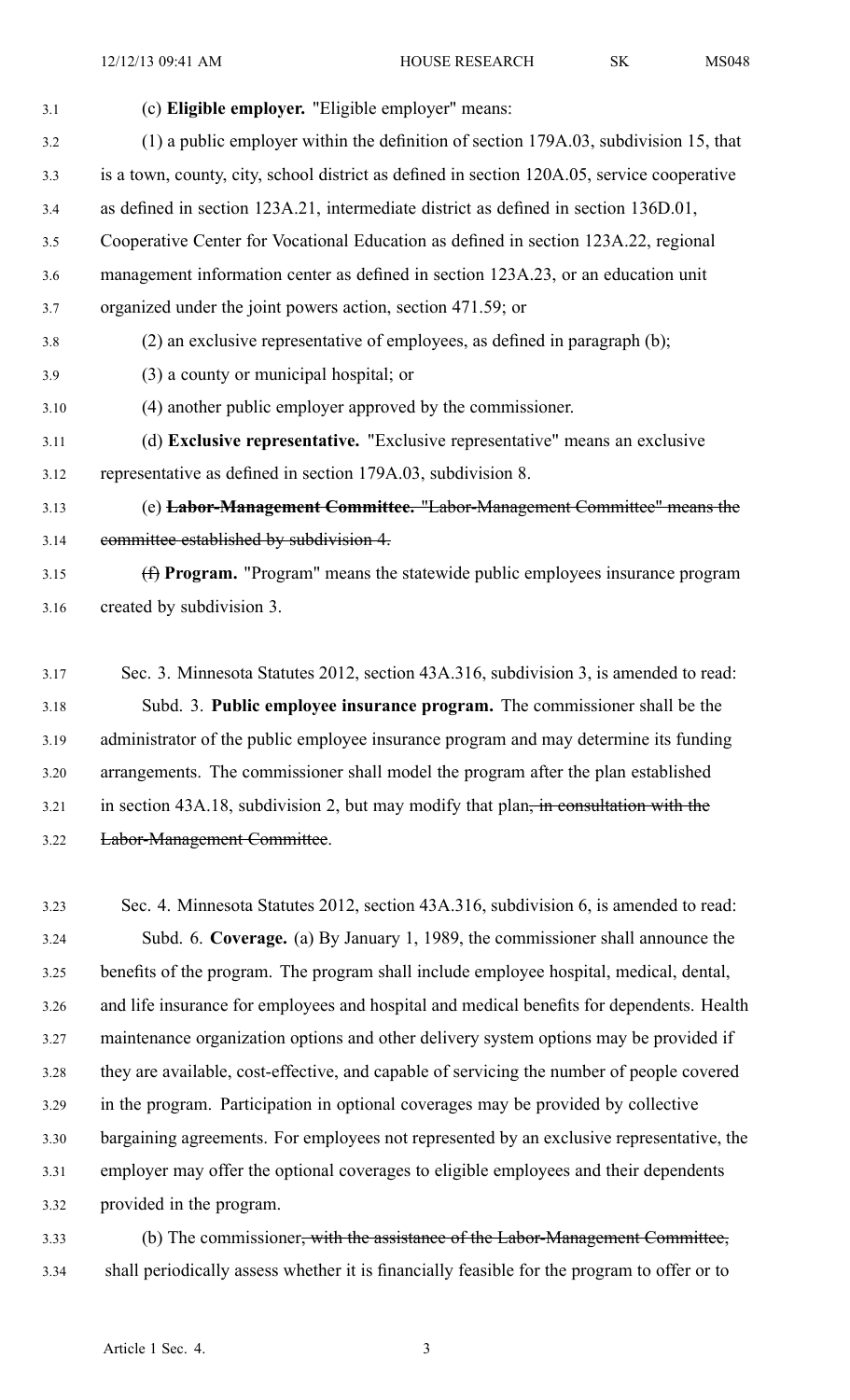(c) **Eligible employer.** "Eligible employer" means:

(1) a public employer within the definition of section 179A.03, subdivision 15, that is a town, county, city, school district as defined in section 120A.05, service cooperative as defined in section 123A.21, intermediate district as defined in section 136D.01, Cooperative Center for Vocational Education as defined in section 123A.22, regional management information center as defined in section 123A.23, or an education unit organized under the joint powers action, section 471.59; or

(2) an exclusive representative of employees, as defined in paragraph (b);

(3) a county or municipal hospital; or

(4) another public employer approved by the commissioner.

(d) **Exclusive representative.** "Exclusive representative" means an exclusive representative as defined in section 179A.03, subdivision 8.

(e) ~~**Labor-Management Committee.** "Labor-Management Committee" means the committee established by subdivision 4.~~

~~(f)~~ **Program.** "Program" means the statewide public employees insurance program created by subdivision 3.

Sec. 3. Minnesota Statutes 2012, section 43A.316, subdivision 3, is amended to read:

Subd. 3. **Public employee insurance program.** The commissioner shall be the administrator of the public employee insurance program and may determine its funding arrangements. The commissioner shall model the program after the plan established in section 43A.18, subdivision 2, but may modify that plan~~, in consultation with the Labor-Management Committee~~.

Sec. 4. Minnesota Statutes 2012, section 43A.316, subdivision 6, is amended to read:

Subd. 6. **Coverage.** (a) By January 1, 1989, the commissioner shall announce the benefits of the program. The program shall include employee hospital, medical, dental, and life insurance for employees and hospital and medical benefits for dependents. Health maintenance organization options and other delivery system options may be provided if they are available, cost-effective, and capable of servicing the number of people covered in the program. Participation in optional coverages may be provided by collective bargaining agreements. For employees not represented by an exclusive representative, the employer may offer the optional coverages to eligible employees and their dependents provided in the program.

(b) The commissioner~~, with the assistance of the Labor-Management Committee,~~ shall periodically assess whether it is financially feasible for the program to offer or to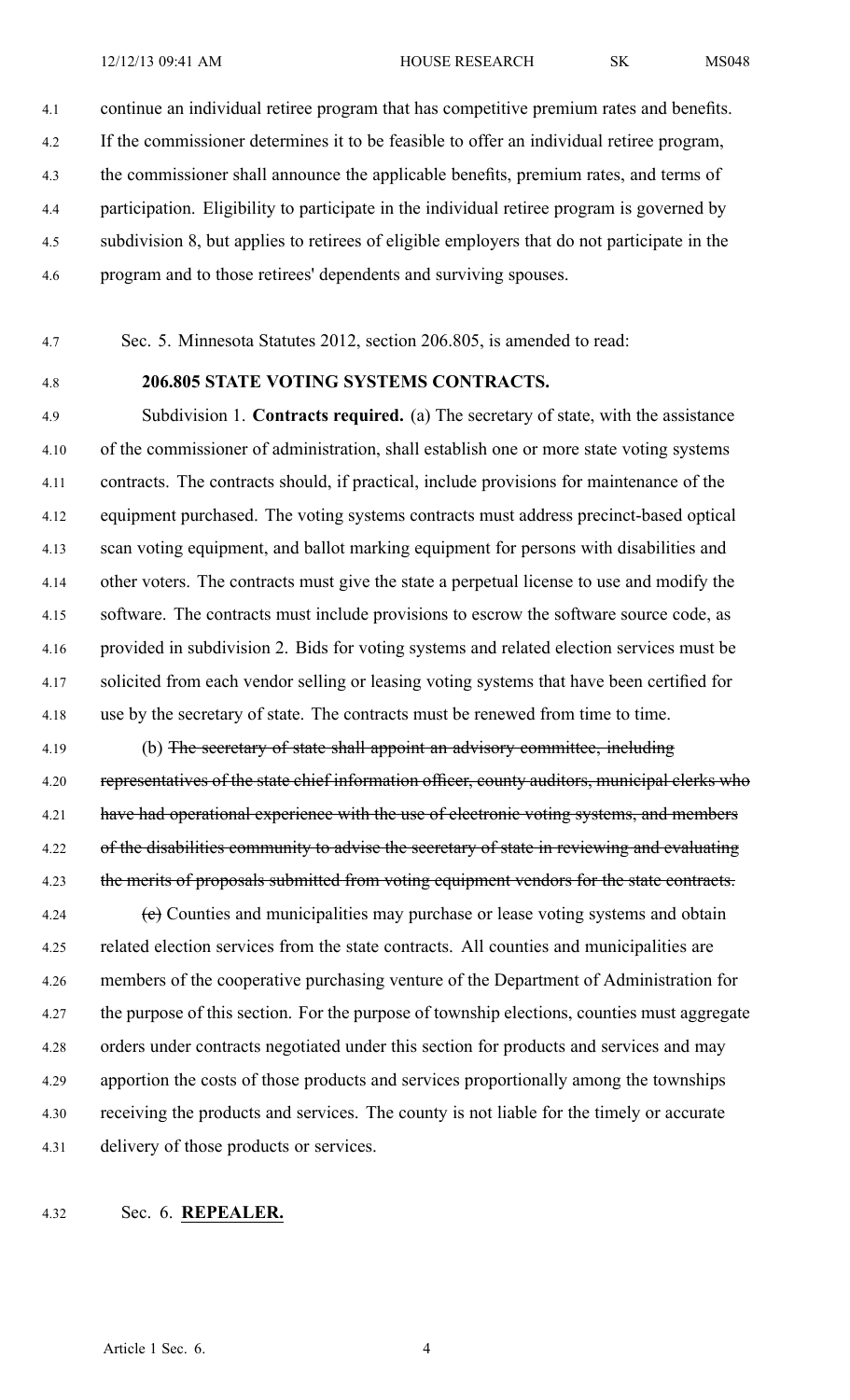continue an individual retiree program that has competitive premium rates and benefits. If the commissioner determines it to be feasible to offer an individual retiree program, the commissioner shall announce the applicable benefits, premium rates, and terms of participation. Eligibility to participate in the individual retiree program is governed by subdivision 8, but applies to retirees of eligible employers that do not participate in the program and to those retirees' dependents and surviving spouses.

Sec. 5. Minnesota Statutes 2012, section 206.805, is amended to read:

**206.805 STATE VOTING SYSTEMS CONTRACTS.**

Subdivision 1. **Contracts required.** (a) The secretary of state, with the assistance of the commissioner of administration, shall establish one or more state voting systems contracts. The contracts should, if practical, include provisions for maintenance of the equipment purchased. The voting systems contracts must address precinct-based optical scan voting equipment, and ballot marking equipment for persons with disabilities and other voters. The contracts must give the state a perpetual license to use and modify the software. The contracts must include provisions to escrow the software source code, as provided in subdivision 2. Bids for voting systems and related election services must be solicited from each vendor selling or leasing voting systems that have been certified for use by the secretary of state. The contracts must be renewed from time to time.

(b) ~~The secretary of state shall appoint an advisory committee, including representatives of the state chief information officer, county auditors, municipal clerks who have had operational experience with the use of electronic voting systems, and members of the disabilities community to advise the secretary of state in reviewing and evaluating the merits of proposals submitted from voting equipment vendors for the state contracts.~~

~~(c)~~ Counties and municipalities may purchase or lease voting systems and obtain related election services from the state contracts. All counties and municipalities are members of the cooperative purchasing venture of the Department of Administration for the purpose of this section. For the purpose of township elections, counties must aggregate orders under contracts negotiated under this section for products and services and may apportion the costs of those products and services proportionally among the townships receiving the products and services. The county is not liable for the timely or accurate delivery of those products or services.

Sec. 6. **REPEALER.**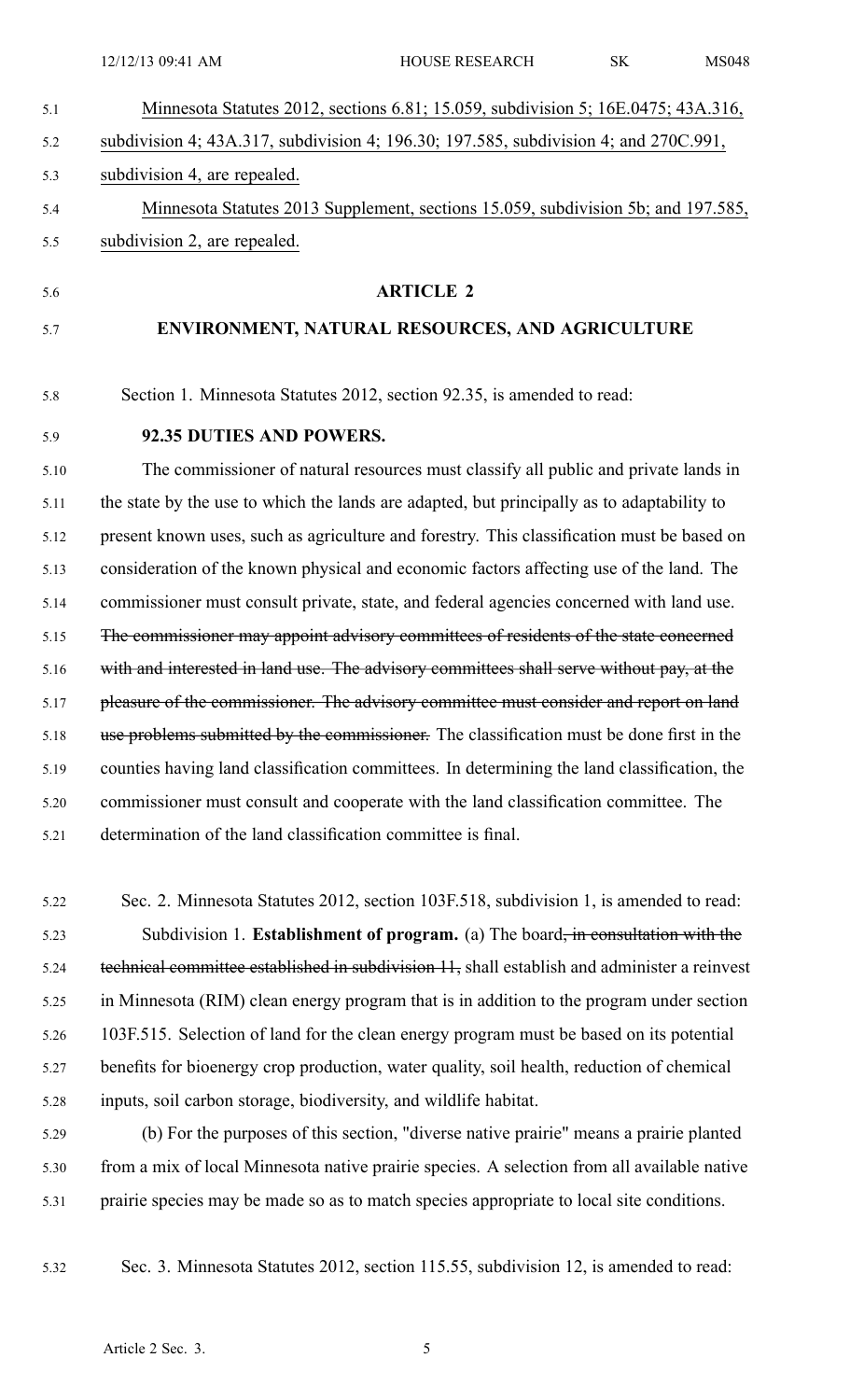Minnesota Statutes 2012, sections 6.81; 15.059, subdivision 5; 16E.0475; 43A.316, subdivision 4; 43A.317, subdivision 4; 196.30; 197.585, subdivision 4; and 270C.991, subdivision 4, are repealed.

Minnesota Statutes 2013 Supplement, sections 15.059, subdivision 5b; and 197.585, subdivision 2, are repealed.

## ARTICLE 2

## ENVIRONMENT, NATURAL RESOURCES, AND AGRICULTURE

Section 1. Minnesota Statutes 2012, section 92.35, is amended to read:

**92.35 DUTIES AND POWERS.**

The commissioner of natural resources must classify all public and private lands in the state by the use to which the lands are adapted, but principally as to adaptability to present known uses, such as agriculture and forestry. This classification must be based on consideration of the known physical and economic factors affecting use of the land. The commissioner must consult private, state, and federal agencies concerned with land use. ~~The commissioner may appoint advisory committees of residents of the state concerned with and interested in land use. The advisory committees shall serve without pay, at the pleasure of the commissioner. The advisory committee must consider and report on land use problems submitted by the commissioner.~~ The classification must be done first in the counties having land classification committees. In determining the land classification, the commissioner must consult and cooperate with the land classification committee. The determination of the land classification committee is final.

Sec. 2. Minnesota Statutes 2012, section 103F.518, subdivision 1, is amended to read:

Subdivision 1. **Establishment of program.** (a) The board~~, in consultation with the technical committee established in subdivision 11,~~ shall establish and administer a reinvest in Minnesota (RIM) clean energy program that is in addition to the program under section 103F.515. Selection of land for the clean energy program must be based on its potential benefits for bioenergy crop production, water quality, soil health, reduction of chemical inputs, soil carbon storage, biodiversity, and wildlife habitat.

(b) For the purposes of this section, "diverse native prairie" means a prairie planted from a mix of local Minnesota native prairie species. A selection from all available native prairie species may be made so as to match species appropriate to local site conditions.

Sec. 3. Minnesota Statutes 2012, section 115.55, subdivision 12, is amended to read: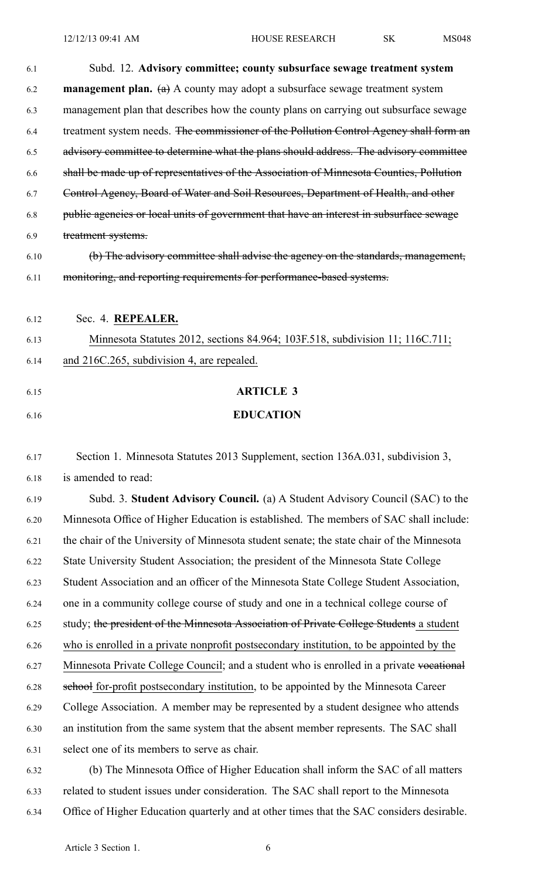Subd. 12. **Advisory committee; county subsurface sewage treatment system management plan.** ~~(a)~~ A county may adopt a subsurface sewage treatment system management plan that describes how the county plans on carrying out subsurface sewage treatment system needs. ~~The commissioner of the Pollution Control Agency shall form an advisory committee to determine what the plans should address. The advisory committee shall be made up of representatives of the Association of Minnesota Counties, Pollution Control Agency, Board of Water and Soil Resources, Department of Health, and other public agencies or local units of government that have an interest in subsurface sewage treatment systems.~~

~~(b) The advisory committee shall advise the agency on the standards, management, monitoring, and reporting requirements for performance-based systems.~~

Sec. 4. **REPEALER.**

Minnesota Statutes 2012, sections 84.964; 103F.518, subdivision 11; 116C.711; and 216C.265, subdivision 4, are repealed.

## ARTICLE 3

## EDUCATION

Section 1. Minnesota Statutes 2013 Supplement, section 136A.031, subdivision 3, is amended to read:

Subd. 3. **Student Advisory Council.** (a) A Student Advisory Council (SAC) to the Minnesota Office of Higher Education is established. The members of SAC shall include: the chair of the University of Minnesota student senate; the state chair of the Minnesota State University Student Association; the president of the Minnesota State College Student Association and an officer of the Minnesota State College Student Association, one in a community college course of study and one in a technical college course of study; ~~the president of the Minnesota Association of Private College Students~~ a student who is enrolled in a private nonprofit postsecondary institution, to be appointed by the Minnesota Private College Council; and a student who is enrolled in a private ~~vocational school~~ for-profit postsecondary institution, to be appointed by the Minnesota Career College Association. A member may be represented by a student designee who attends an institution from the same system that the absent member represents. The SAC shall select one of its members to serve as chair.

(b) The Minnesota Office of Higher Education shall inform the SAC of all matters related to student issues under consideration. The SAC shall report to the Minnesota Office of Higher Education quarterly and at other times that the SAC considers desirable.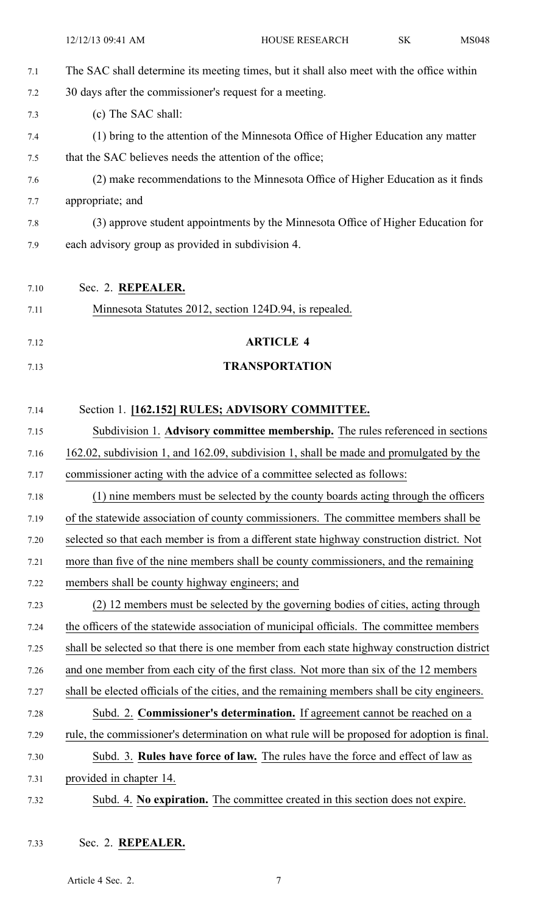The SAC shall determine its meeting times, but it shall also meet with the office within 30 days after the commissioner's request for a meeting.

(c) The SAC shall:

(1) bring to the attention of the Minnesota Office of Higher Education any matter that the SAC believes needs the attention of the office;

(2) make recommendations to the Minnesota Office of Higher Education as it finds appropriate; and

(3) approve student appointments by the Minnesota Office of Higher Education for each advisory group as provided in subdivision 4.

Sec. 2. **REPEALER.**

Minnesota Statutes 2012, section 124D.94, is repealed.

## ARTICLE 4

## TRANSPORTATION

Section 1. **[162.152] RULES; ADVISORY COMMITTEE.**

Subdivision 1. **Advisory committee membership.** The rules referenced in sections 162.02, subdivision 1, and 162.09, subdivision 1, shall be made and promulgated by the commissioner acting with the advice of a committee selected as follows:

(1) nine members must be selected by the county boards acting through the officers of the statewide association of county commissioners. The committee members shall be selected so that each member is from a different state highway construction district. Not more than five of the nine members shall be county commissioners, and the remaining members shall be county highway engineers; and

(2) 12 members must be selected by the governing bodies of cities, acting through the officers of the statewide association of municipal officials. The committee members shall be selected so that there is one member from each state highway construction district and one member from each city of the first class. Not more than six of the 12 members shall be elected officials of the cities, and the remaining members shall be city engineers.

Subd. 2. **Commissioner's determination.** If agreement cannot be reached on a rule, the commissioner's determination on what rule will be proposed for adoption is final.

Subd. 3. **Rules have force of law.** The rules have the force and effect of law as provided in chapter 14.

Subd. 4. **No expiration.** The committee created in this section does not expire.

Sec. 2. **REPEALER.**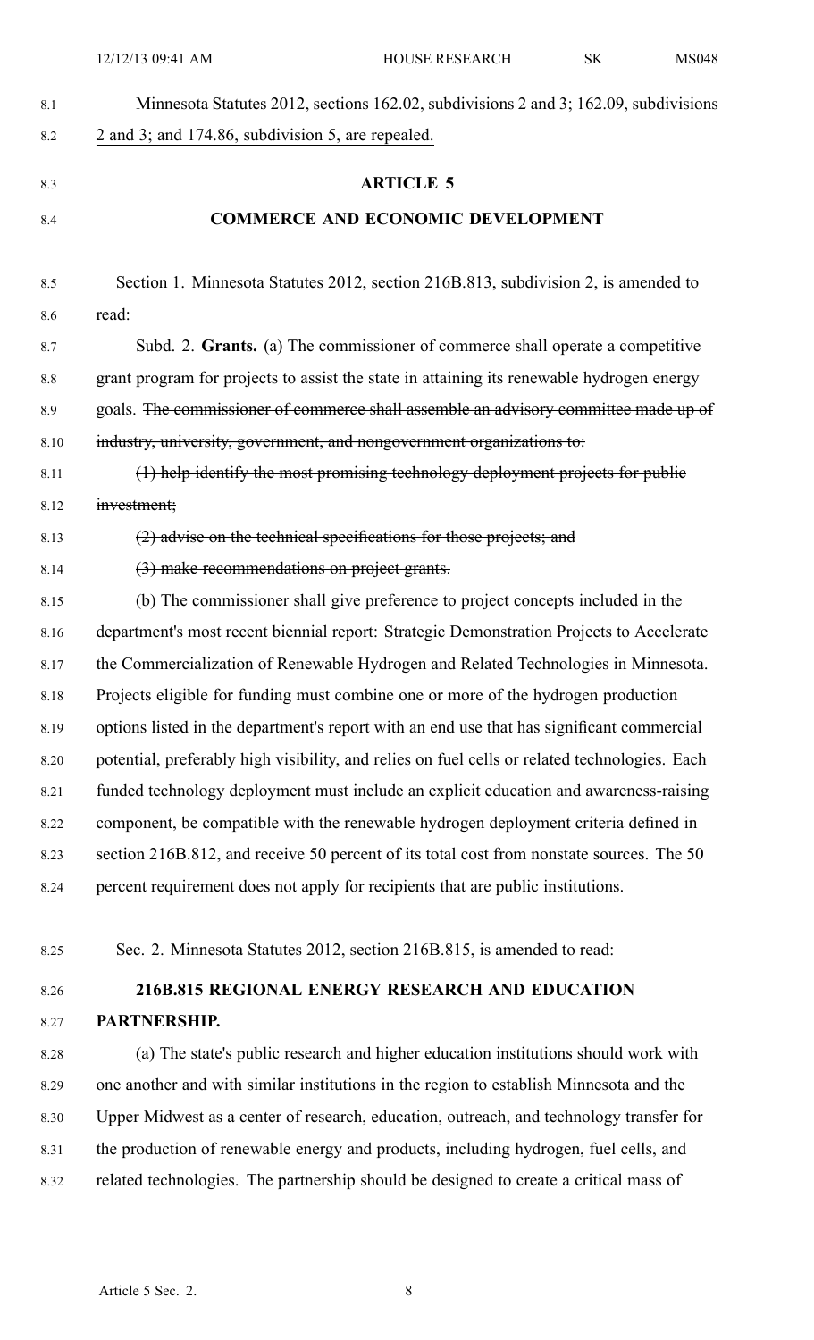Minnesota Statutes 2012, sections 162.02, subdivisions 2 and 3; 162.09, subdivisions 2 and 3; and 174.86, subdivision 5, are repealed.

## ARTICLE 5

## COMMERCE AND ECONOMIC DEVELOPMENT

Section 1. Minnesota Statutes 2012, section 216B.813, subdivision 2, is amended to read:

Subd. 2. **Grants.** (a) The commissioner of commerce shall operate a competitive grant program for projects to assist the state in attaining its renewable hydrogen energy goals. ~~The commissioner of commerce shall assemble an advisory committee made up of industry, university, government, and nongovernment organizations to:~~

~~(1) help identify the most promising technology deployment projects for public investment;~~

~~(2) advise on the technical specifications for those projects; and~~

~~(3) make recommendations on project grants.~~

(b) The commissioner shall give preference to project concepts included in the department's most recent biennial report: Strategic Demonstration Projects to Accelerate the Commercialization of Renewable Hydrogen and Related Technologies in Minnesota. Projects eligible for funding must combine one or more of the hydrogen production options listed in the department's report with an end use that has significant commercial potential, preferably high visibility, and relies on fuel cells or related technologies. Each funded technology deployment must include an explicit education and awareness-raising component, be compatible with the renewable hydrogen deployment criteria defined in section 216B.812, and receive 50 percent of its total cost from nonstate sources. The 50 percent requirement does not apply for recipients that are public institutions.

Sec. 2. Minnesota Statutes 2012, section 216B.815, is amended to read:

**216B.815 REGIONAL ENERGY RESEARCH AND EDUCATION PARTNERSHIP.**

(a) The state's public research and higher education institutions should work with one another and with similar institutions in the region to establish Minnesota and the Upper Midwest as a center of research, education, outreach, and technology transfer for the production of renewable energy and products, including hydrogen, fuel cells, and related technologies. The partnership should be designed to create a critical mass of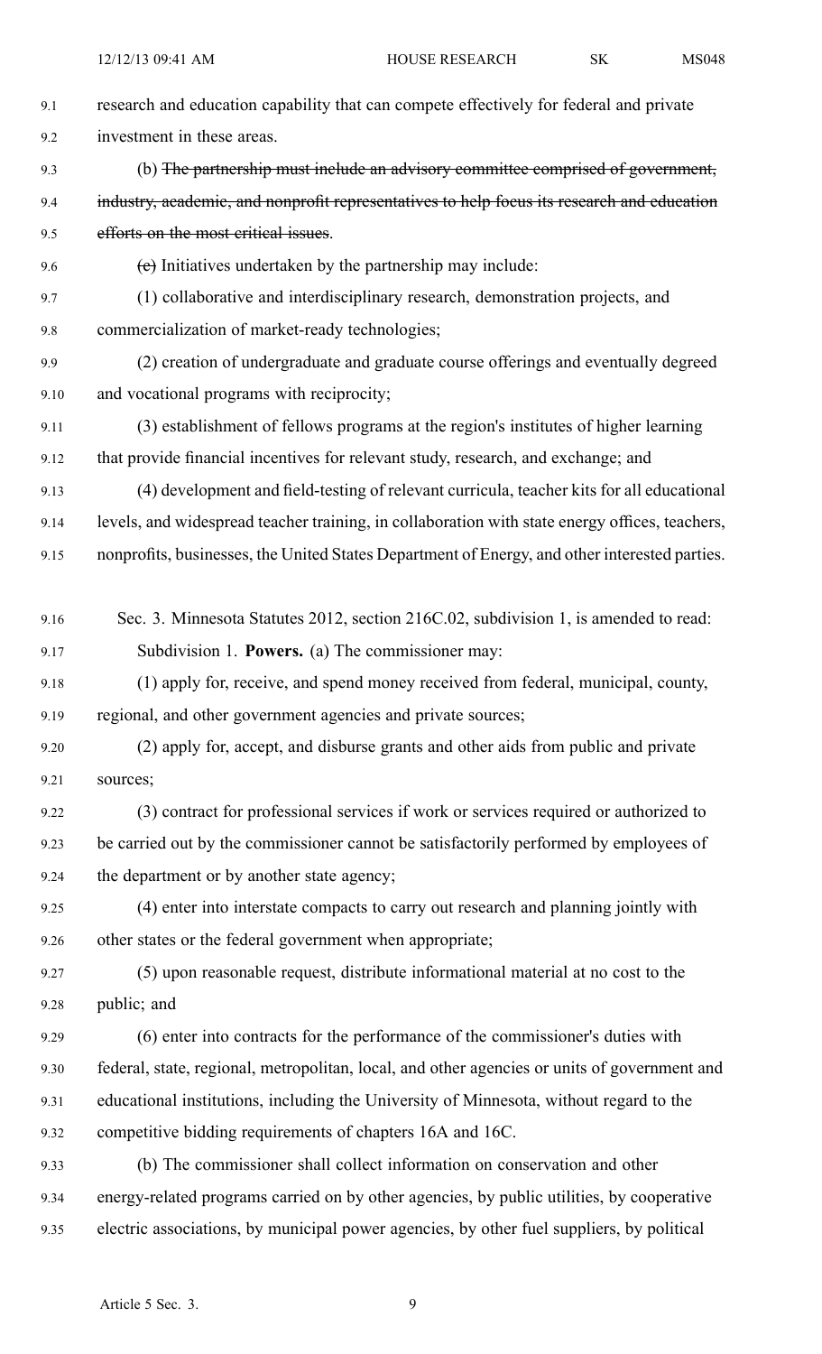research and education capability that can compete effectively for federal and private investment in these areas.

(b) ~~The partnership must include an advisory committee comprised of government, industry, academic, and nonprofit representatives to help focus its research and education efforts on the most critical issues~~.

~~(c)~~ Initiatives undertaken by the partnership may include:

(1) collaborative and interdisciplinary research, demonstration projects, and commercialization of market-ready technologies;

(2) creation of undergraduate and graduate course offerings and eventually degreed and vocational programs with reciprocity;

(3) establishment of fellows programs at the region's institutes of higher learning that provide financial incentives for relevant study, research, and exchange; and

(4) development and field-testing of relevant curricula, teacher kits for all educational levels, and widespread teacher training, in collaboration with state energy offices, teachers, nonprofits, businesses, the United States Department of Energy, and other interested parties.

Sec. 3. Minnesota Statutes 2012, section 216C.02, subdivision 1, is amended to read:

Subdivision 1. **Powers.** (a) The commissioner may:

(1) apply for, receive, and spend money received from federal, municipal, county, regional, and other government agencies and private sources;

(2) apply for, accept, and disburse grants and other aids from public and private sources;

(3) contract for professional services if work or services required or authorized to be carried out by the commissioner cannot be satisfactorily performed by employees of the department or by another state agency;

(4) enter into interstate compacts to carry out research and planning jointly with other states or the federal government when appropriate;

(5) upon reasonable request, distribute informational material at no cost to the public; and

(6) enter into contracts for the performance of the commissioner's duties with federal, state, regional, metropolitan, local, and other agencies or units of government and educational institutions, including the University of Minnesota, without regard to the competitive bidding requirements of chapters 16A and 16C.

(b) The commissioner shall collect information on conservation and other energy-related programs carried on by other agencies, by public utilities, by cooperative electric associations, by municipal power agencies, by other fuel suppliers, by political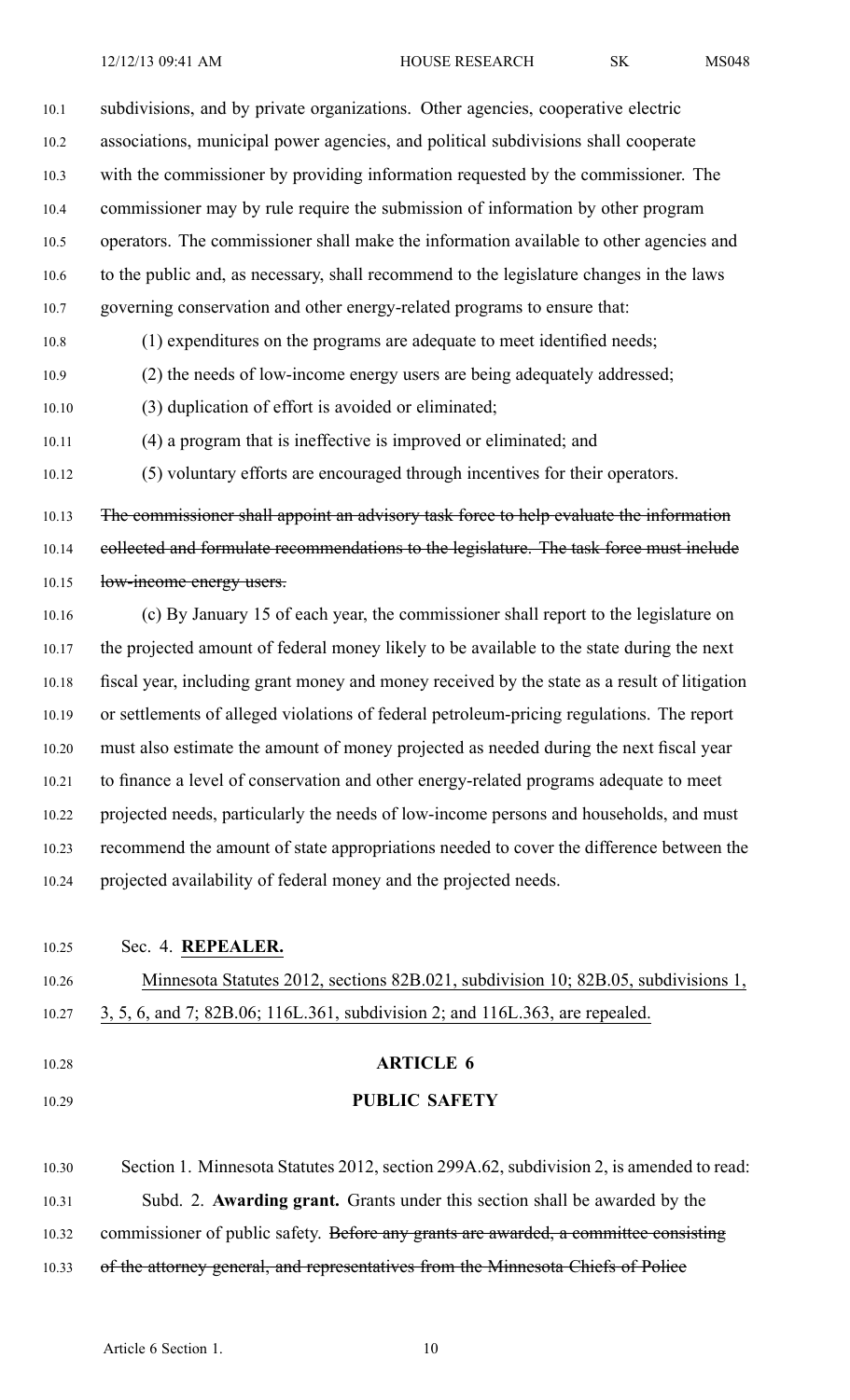subdivisions, and by private organizations. Other agencies, cooperative electric associations, municipal power agencies, and political subdivisions shall cooperate with the commissioner by providing information requested by the commissioner. The commissioner may by rule require the submission of information by other program operators. The commissioner shall make the information available to other agencies and to the public and, as necessary, shall recommend to the legislature changes in the laws governing conservation and other energy-related programs to ensure that:

(1) expenditures on the programs are adequate to meet identified needs;

(2) the needs of low-income energy users are being adequately addressed;

(3) duplication of effort is avoided or eliminated;

(4) a program that is ineffective is improved or eliminated; and

(5) voluntary efforts are encouraged through incentives for their operators.

~~The commissioner shall appoint an advisory task force to help evaluate the information collected and formulate recommendations to the legislature. The task force must include low-income energy users.~~

(c) By January 15 of each year, the commissioner shall report to the legislature on the projected amount of federal money likely to be available to the state during the next fiscal year, including grant money and money received by the state as a result of litigation or settlements of alleged violations of federal petroleum-pricing regulations. The report must also estimate the amount of money projected as needed during the next fiscal year to finance a level of conservation and other energy-related programs adequate to meet projected needs, particularly the needs of low-income persons and households, and must recommend the amount of state appropriations needed to cover the difference between the projected availability of federal money and the projected needs.

Sec. 4. **REPEALER.**

<u>Minnesota Statutes 2012, sections 82B.021, subdivision 10; 82B.05, subdivisions 1, 3, 5, 6, and 7; 82B.06; 116L.361, subdivision 2; and 116L.363, are repealed.</u>

**ARTICLE 6**

**PUBLIC SAFETY**

Section 1. Minnesota Statutes 2012, section 299A.62, subdivision 2, is amended to read:

Subd. 2. **Awarding grant.** Grants under this section shall be awarded by the commissioner of public safety. ~~Before any grants are awarded, a committee consisting of the attorney general, and representatives from the Minnesota Chiefs of Police~~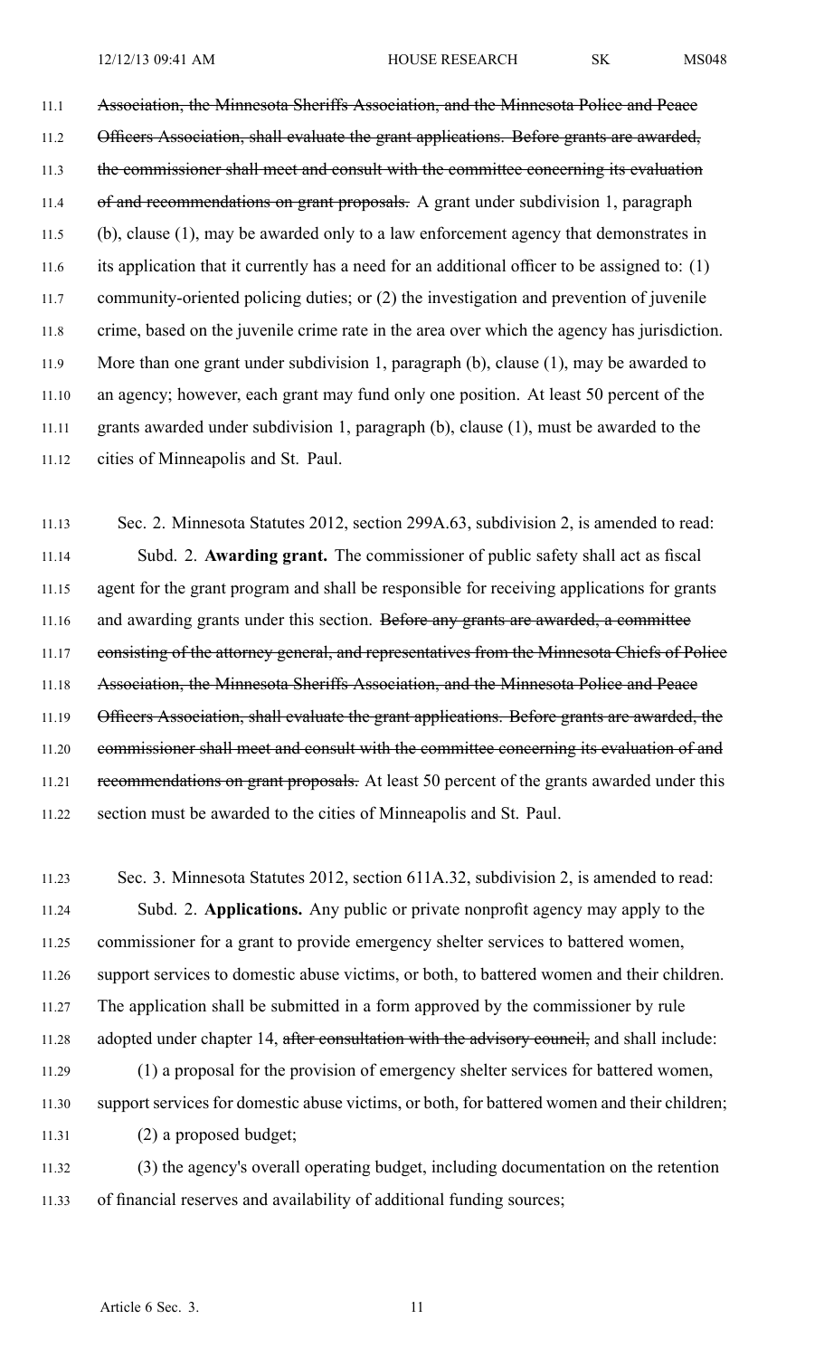~~Association, the Minnesota Sheriffs Association, and the Minnesota Police and Peace Officers Association, shall evaluate the grant applications. Before grants are awarded, the commissioner shall meet and consult with the committee concerning its evaluation of and recommendations on grant proposals.~~ A grant under subdivision 1, paragraph (b), clause (1), may be awarded only to a law enforcement agency that demonstrates in its application that it currently has a need for an additional officer to be assigned to: (1) community-oriented policing duties; or (2) the investigation and prevention of juvenile crime, based on the juvenile crime rate in the area over which the agency has jurisdiction. More than one grant under subdivision 1, paragraph (b), clause (1), may be awarded to an agency; however, each grant may fund only one position. At least 50 percent of the grants awarded under subdivision 1, paragraph (b), clause (1), must be awarded to the cities of Minneapolis and St. Paul.

Sec. 2. Minnesota Statutes 2012, section 299A.63, subdivision 2, is amended to read:

Subd. 2. **Awarding grant.** The commissioner of public safety shall act as fiscal agent for the grant program and shall be responsible for receiving applications for grants and awarding grants under this section. ~~Before any grants are awarded, a committee consisting of the attorney general, and representatives from the Minnesota Chiefs of Police Association, the Minnesota Sheriffs Association, and the Minnesota Police and Peace Officers Association, shall evaluate the grant applications. Before grants are awarded, the commissioner shall meet and consult with the committee concerning its evaluation of and recommendations on grant proposals.~~ At least 50 percent of the grants awarded under this section must be awarded to the cities of Minneapolis and St. Paul.

Sec. 3. Minnesota Statutes 2012, section 611A.32, subdivision 2, is amended to read:

Subd. 2. **Applications.** Any public or private nonprofit agency may apply to the commissioner for a grant to provide emergency shelter services to battered women, support services to domestic abuse victims, or both, to battered women and their children. The application shall be submitted in a form approved by the commissioner by rule adopted under chapter 14, ~~after consultation with the advisory council,~~ and shall include:

(1) a proposal for the provision of emergency shelter services for battered women, support services for domestic abuse victims, or both, for battered women and their children;

(2) a proposed budget;

(3) the agency's overall operating budget, including documentation on the retention of financial reserves and availability of additional funding sources;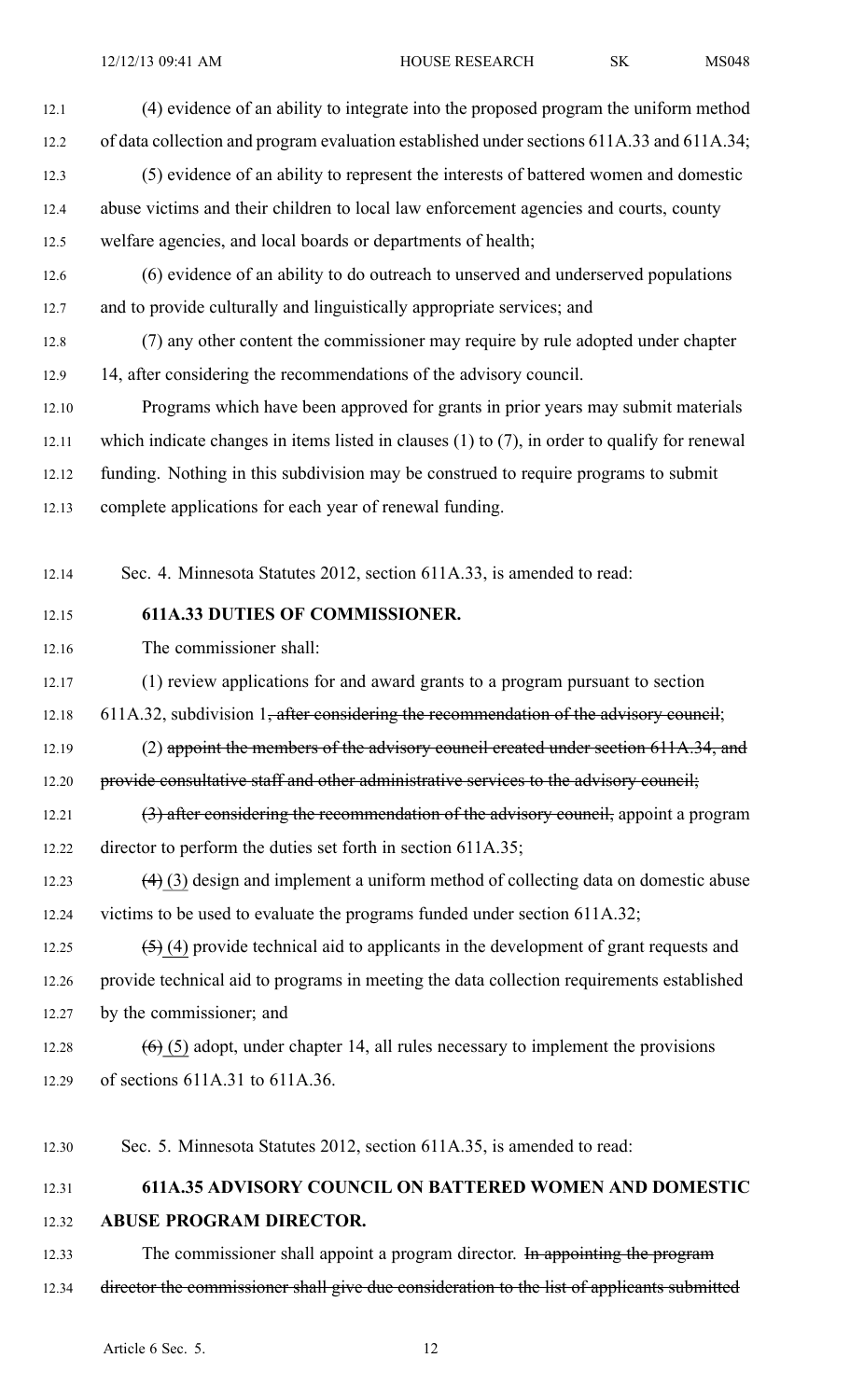(4) evidence of an ability to integrate into the proposed program the uniform method of data collection and program evaluation established under sections 611A.33 and 611A.34;

(5) evidence of an ability to represent the interests of battered women and domestic abuse victims and their children to local law enforcement agencies and courts, county welfare agencies, and local boards or departments of health;

(6) evidence of an ability to do outreach to unserved and underserved populations and to provide culturally and linguistically appropriate services; and

(7) any other content the commissioner may require by rule adopted under chapter 14, after considering the recommendations of the advisory council.

Programs which have been approved for grants in prior years may submit materials which indicate changes in items listed in clauses (1) to (7), in order to qualify for renewal funding. Nothing in this subdivision may be construed to require programs to submit complete applications for each year of renewal funding.

Sec. 4. Minnesota Statutes 2012, section 611A.33, is amended to read:

**611A.33 DUTIES OF COMMISSIONER.**

The commissioner shall:

(1) review applications for and award grants to a program pursuant to section 611A.32, subdivision 1~~, after considering the recommendation of the advisory council~~;

(2) ~~appoint the members of the advisory council created under section 611A.34, and provide consultative staff and other administrative services to the advisory council;~~

~~(3) after considering the recommendation of the advisory council,~~ appoint a program director to perform the duties set forth in section 611A.35;

~~(4)~~ (3) design and implement a uniform method of collecting data on domestic abuse victims to be used to evaluate the programs funded under section 611A.32;

~~(5)~~ (4) provide technical aid to applicants in the development of grant requests and provide technical aid to programs in meeting the data collection requirements established by the commissioner; and

~~(6)~~ (5) adopt, under chapter 14, all rules necessary to implement the provisions of sections 611A.31 to 611A.36.

Sec. 5. Minnesota Statutes 2012, section 611A.35, is amended to read:

**611A.35 ADVISORY COUNCIL ON BATTERED WOMEN AND DOMESTIC ABUSE PROGRAM DIRECTOR.**

The commissioner shall appoint a program director. ~~In appointing the program director the commissioner shall give due consideration to the list of applicants submitted~~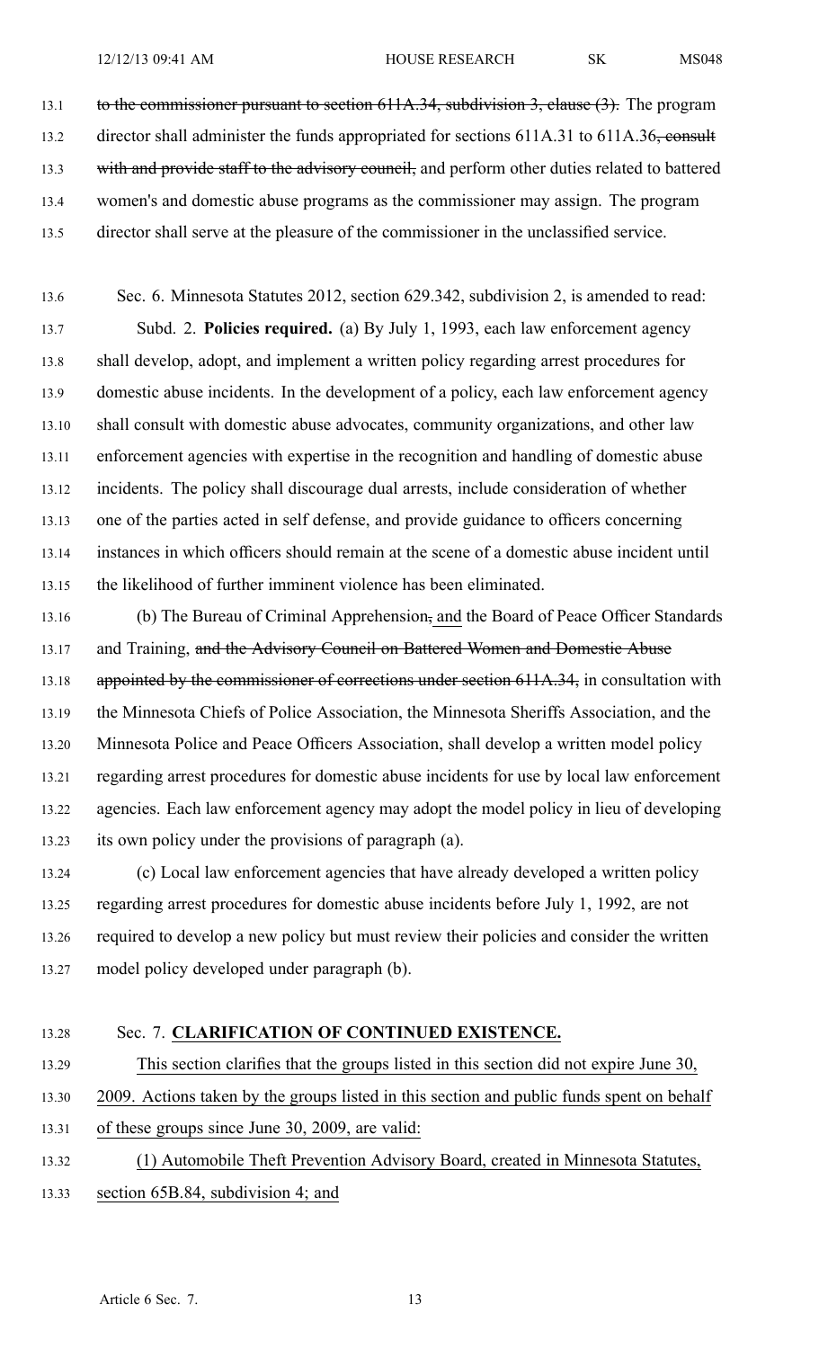~~to the commissioner pursuant to section 611A.34, subdivision 3, clause (3).~~ The program director shall administer the funds appropriated for sections 611A.31 to 611A.36~~, consult with and provide staff to the advisory council,~~ and perform other duties related to battered women's and domestic abuse programs as the commissioner may assign. The program director shall serve at the pleasure of the commissioner in the unclassified service.

Sec. 6. Minnesota Statutes 2012, section 629.342, subdivision 2, is amended to read:

Subd. 2. **Policies required.** (a) By July 1, 1993, each law enforcement agency shall develop, adopt, and implement a written policy regarding arrest procedures for domestic abuse incidents. In the development of a policy, each law enforcement agency shall consult with domestic abuse advocates, community organizations, and other law enforcement agencies with expertise in the recognition and handling of domestic abuse incidents. The policy shall discourage dual arrests, include consideration of whether one of the parties acted in self defense, and provide guidance to officers concerning instances in which officers should remain at the scene of a domestic abuse incident until the likelihood of further imminent violence has been eliminated.

(b) The Bureau of Criminal Apprehension~~,~~ and the Board of Peace Officer Standards and Training, ~~and the Advisory Council on Battered Women and Domestic Abuse appointed by the commissioner of corrections under section 611A.34,~~ in consultation with the Minnesota Chiefs of Police Association, the Minnesota Sheriffs Association, and the Minnesota Police and Peace Officers Association, shall develop a written model policy regarding arrest procedures for domestic abuse incidents for use by local law enforcement agencies. Each law enforcement agency may adopt the model policy in lieu of developing its own policy under the provisions of paragraph (a).

(c) Local law enforcement agencies that have already developed a written policy regarding arrest procedures for domestic abuse incidents before July 1, 1992, are not required to develop a new policy but must review their policies and consider the written model policy developed under paragraph (b).

Sec. 7. **CLARIFICATION OF CONTINUED EXISTENCE.**

This section clarifies that the groups listed in this section did not expire June 30, 2009. Actions taken by the groups listed in this section and public funds spent on behalf of these groups since June 30, 2009, are valid:

(1) Automobile Theft Prevention Advisory Board, created in Minnesota Statutes, section 65B.84, subdivision 4; and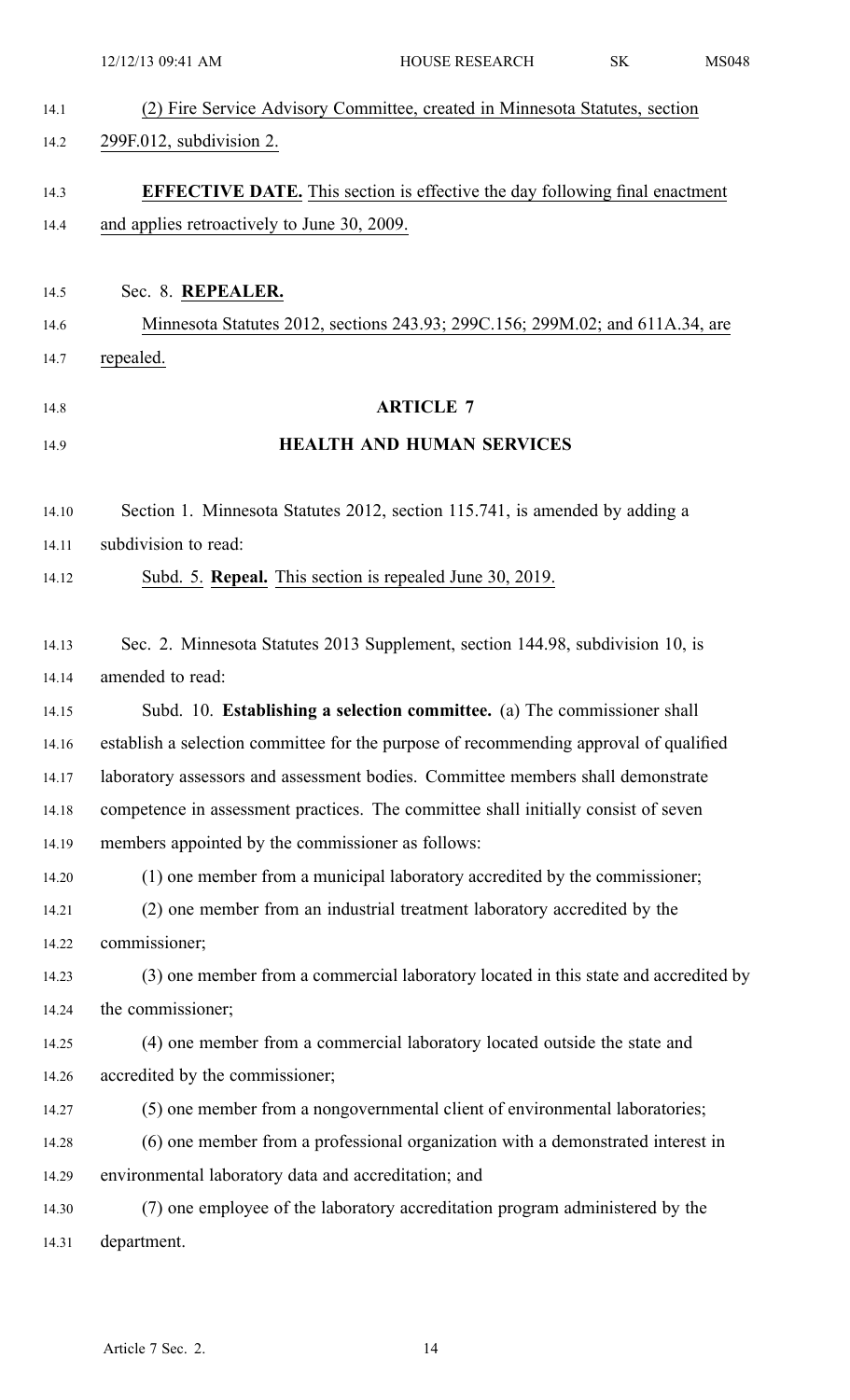(2) Fire Service Advisory Committee, created in Minnesota Statutes, section 299F.012, subdivision 2.

**EFFECTIVE DATE.** This section is effective the day following final enactment and applies retroactively to June 30, 2009.

Sec. 8. **REPEALER.**

Minnesota Statutes 2012, sections 243.93; 299C.156; 299M.02; and 611A.34, are repealed.

## ARTICLE 7

## HEALTH AND HUMAN SERVICES

Section 1. Minnesota Statutes 2012, section 115.741, is amended by adding a subdivision to read:

Subd. 5. **Repeal.** This section is repealed June 30, 2019.

Sec. 2. Minnesota Statutes 2013 Supplement, section 144.98, subdivision 10, is amended to read:

Subd. 10. **Establishing a selection committee.** (a) The commissioner shall establish a selection committee for the purpose of recommending approval of qualified laboratory assessors and assessment bodies. Committee members shall demonstrate competence in assessment practices. The committee shall initially consist of seven members appointed by the commissioner as follows:

(1) one member from a municipal laboratory accredited by the commissioner;

(2) one member from an industrial treatment laboratory accredited by the commissioner;

(3) one member from a commercial laboratory located in this state and accredited by the commissioner;

(4) one member from a commercial laboratory located outside the state and accredited by the commissioner;

(5) one member from a nongovernmental client of environmental laboratories;

(6) one member from a professional organization with a demonstrated interest in environmental laboratory data and accreditation; and

(7) one employee of the laboratory accreditation program administered by the department.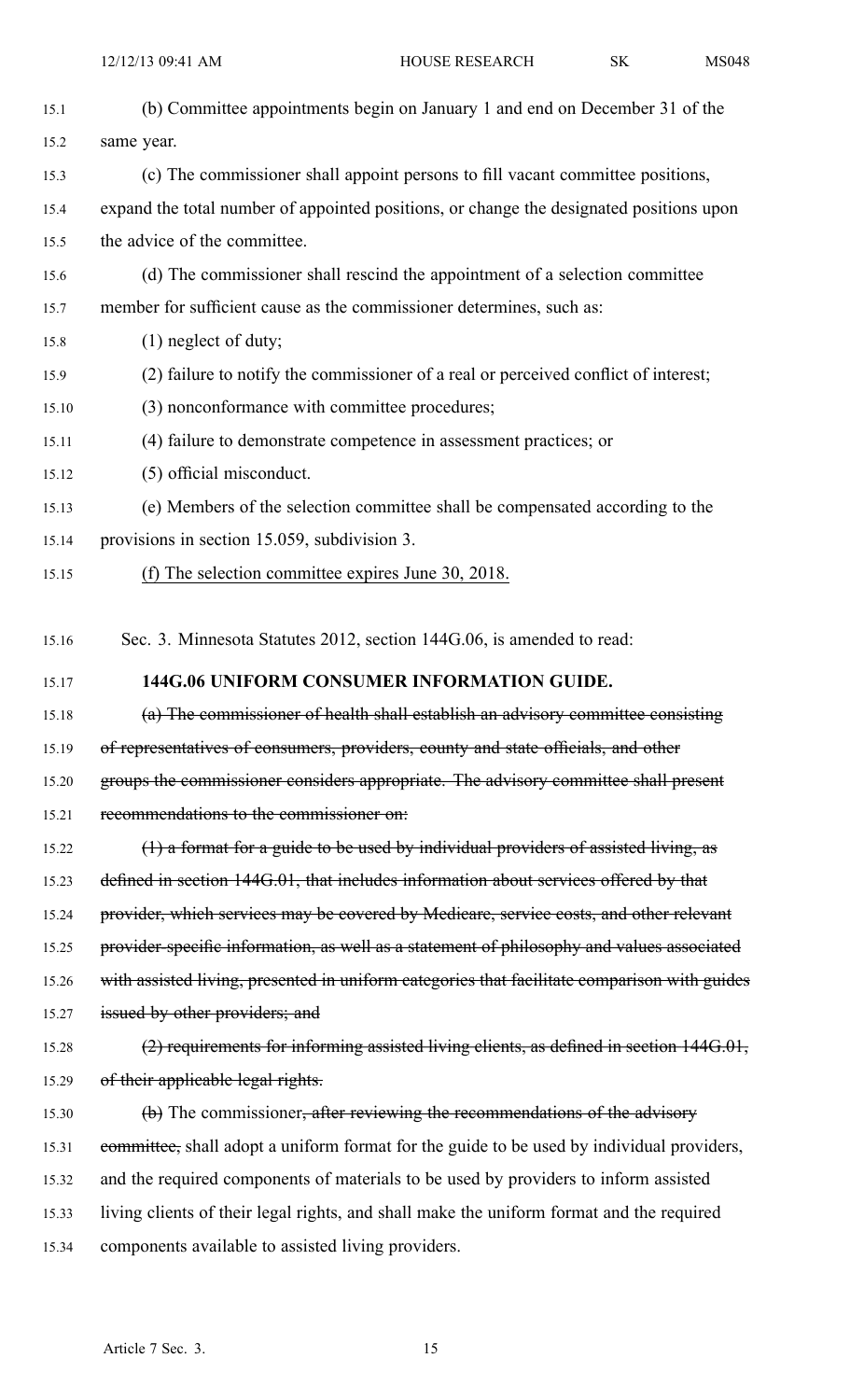(b) Committee appointments begin on January 1 and end on December 31 of the same year.

(c) The commissioner shall appoint persons to fill vacant committee positions, expand the total number of appointed positions, or change the designated positions upon the advice of the committee.

(d) The commissioner shall rescind the appointment of a selection committee member for sufficient cause as the commissioner determines, such as:

(1) neglect of duty;

(2) failure to notify the commissioner of a real or perceived conflict of interest;

(3) nonconformance with committee procedures;

(4) failure to demonstrate competence in assessment practices; or

(5) official misconduct.

(e) Members of the selection committee shall be compensated according to the provisions in section 15.059, subdivision 3.

<u>(f) The selection committee expires June 30, 2018.</u>

Sec. 3. Minnesota Statutes 2012, section 144G.06, is amended to read:

**144G.06 UNIFORM CONSUMER INFORMATION GUIDE.**

~~(a) The commissioner of health shall establish an advisory committee consisting of representatives of consumers, providers, county and state officials, and other groups the commissioner considers appropriate. The advisory committee shall present recommendations to the commissioner on:~~

~~(1) a format for a guide to be used by individual providers of assisted living, as defined in section 144G.01, that includes information about services offered by that provider, which services may be covered by Medicare, service costs, and other relevant provider-specific information, as well as a statement of philosophy and values associated with assisted living, presented in uniform categories that facilitate comparison with guides issued by other providers; and~~

~~(2) requirements for informing assisted living clients, as defined in section 144G.01, of their applicable legal rights.~~

~~(b)~~ The commissioner~~, after reviewing the recommendations of the advisory committee,~~ shall adopt a uniform format for the guide to be used by individual providers, and the required components of materials to be used by providers to inform assisted living clients of their legal rights, and shall make the uniform format and the required components available to assisted living providers.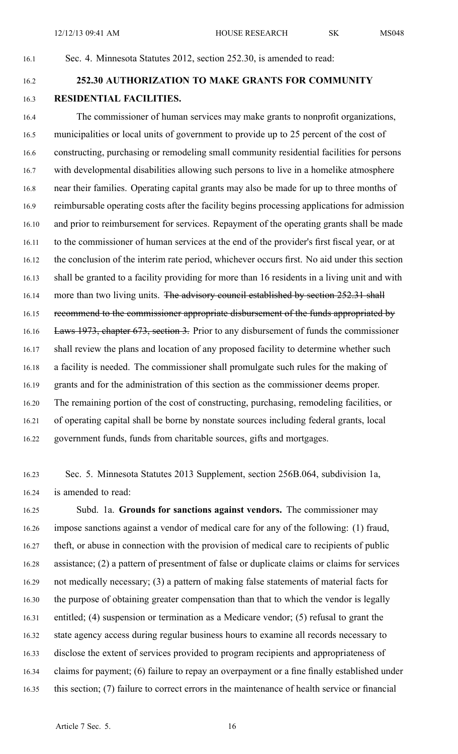Sec. 4. Minnesota Statutes 2012, section 252.30, is amended to read:

**252.30 AUTHORIZATION TO MAKE GRANTS FOR COMMUNITY RESIDENTIAL FACILITIES.**

The commissioner of human services may make grants to nonprofit organizations, municipalities or local units of government to provide up to 25 percent of the cost of constructing, purchasing or remodeling small community residential facilities for persons with developmental disabilities allowing such persons to live in a homelike atmosphere near their families. Operating capital grants may also be made for up to three months of reimbursable operating costs after the facility begins processing applications for admission and prior to reimbursement for services. Repayment of the operating grants shall be made to the commissioner of human services at the end of the provider's first fiscal year, or at the conclusion of the interim rate period, whichever occurs first. No aid under this section shall be granted to a facility providing for more than 16 residents in a living unit and with more than two living units. ~~The advisory council established by section 252.31 shall recommend to the commissioner appropriate disbursement of the funds appropriated by Laws 1973, chapter 673, section 3.~~ Prior to any disbursement of funds the commissioner shall review the plans and location of any proposed facility to determine whether such a facility is needed. The commissioner shall promulgate such rules for the making of grants and for the administration of this section as the commissioner deems proper. The remaining portion of the cost of constructing, purchasing, remodeling facilities, or of operating capital shall be borne by nonstate sources including federal grants, local government funds, funds from charitable sources, gifts and mortgages.

Sec. 5. Minnesota Statutes 2013 Supplement, section 256B.064, subdivision 1a, is amended to read:

Subd. 1a. **Grounds for sanctions against vendors.** The commissioner may impose sanctions against a vendor of medical care for any of the following: (1) fraud, theft, or abuse in connection with the provision of medical care to recipients of public assistance; (2) a pattern of presentment of false or duplicate claims or claims for services not medically necessary; (3) a pattern of making false statements of material facts for the purpose of obtaining greater compensation than that to which the vendor is legally entitled; (4) suspension or termination as a Medicare vendor; (5) refusal to grant the state agency access during regular business hours to examine all records necessary to disclose the extent of services provided to program recipients and appropriateness of claims for payment; (6) failure to repay an overpayment or a fine finally established under this section; (7) failure to correct errors in the maintenance of health service or financial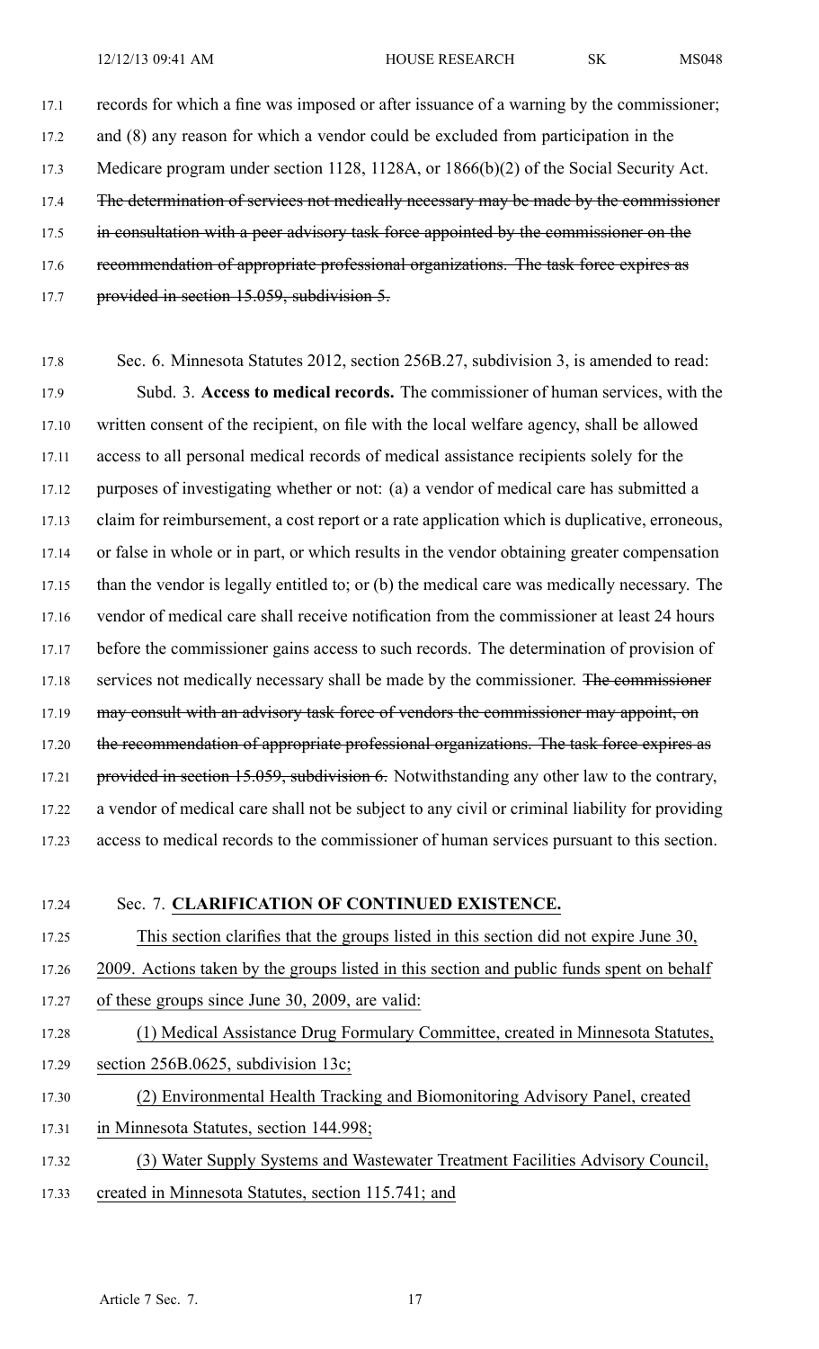records for which a fine was imposed or after issuance of a warning by the commissioner; and (8) any reason for which a vendor could be excluded from participation in the Medicare program under section 1128, 1128A, or 1866(b)(2) of the Social Security Act. ~~The determination of services not medically necessary may be made by the commissioner in consultation with a peer advisory task force appointed by the commissioner on the recommendation of appropriate professional organizations. The task force expires as provided in section 15.059, subdivision 5.~~

Sec. 6. Minnesota Statutes 2012, section 256B.27, subdivision 3, is amended to read:

Subd. 3. **Access to medical records.** The commissioner of human services, with the written consent of the recipient, on file with the local welfare agency, shall be allowed access to all personal medical records of medical assistance recipients solely for the purposes of investigating whether or not: (a) a vendor of medical care has submitted a claim for reimbursement, a cost report or a rate application which is duplicative, erroneous, or false in whole or in part, or which results in the vendor obtaining greater compensation than the vendor is legally entitled to; or (b) the medical care was medically necessary. The vendor of medical care shall receive notification from the commissioner at least 24 hours before the commissioner gains access to such records. The determination of provision of services not medically necessary shall be made by the commissioner. ~~The commissioner may consult with an advisory task force of vendors the commissioner may appoint, on the recommendation of appropriate professional organizations. The task force expires as provided in section 15.059, subdivision 6.~~ Notwithstanding any other law to the contrary, a vendor of medical care shall not be subject to any civil or criminal liability for providing access to medical records to the commissioner of human services pursuant to this section.

Sec. 7. **CLARIFICATION OF CONTINUED EXISTENCE.**

This section clarifies that the groups listed in this section did not expire June 30, 2009. Actions taken by the groups listed in this section and public funds spent on behalf of these groups since June 30, 2009, are valid:

(1) Medical Assistance Drug Formulary Committee, created in Minnesota Statutes, section 256B.0625, subdivision 13c;

(2) Environmental Health Tracking and Biomonitoring Advisory Panel, created in Minnesota Statutes, section 144.998;

(3) Water Supply Systems and Wastewater Treatment Facilities Advisory Council, created in Minnesota Statutes, section 115.741; and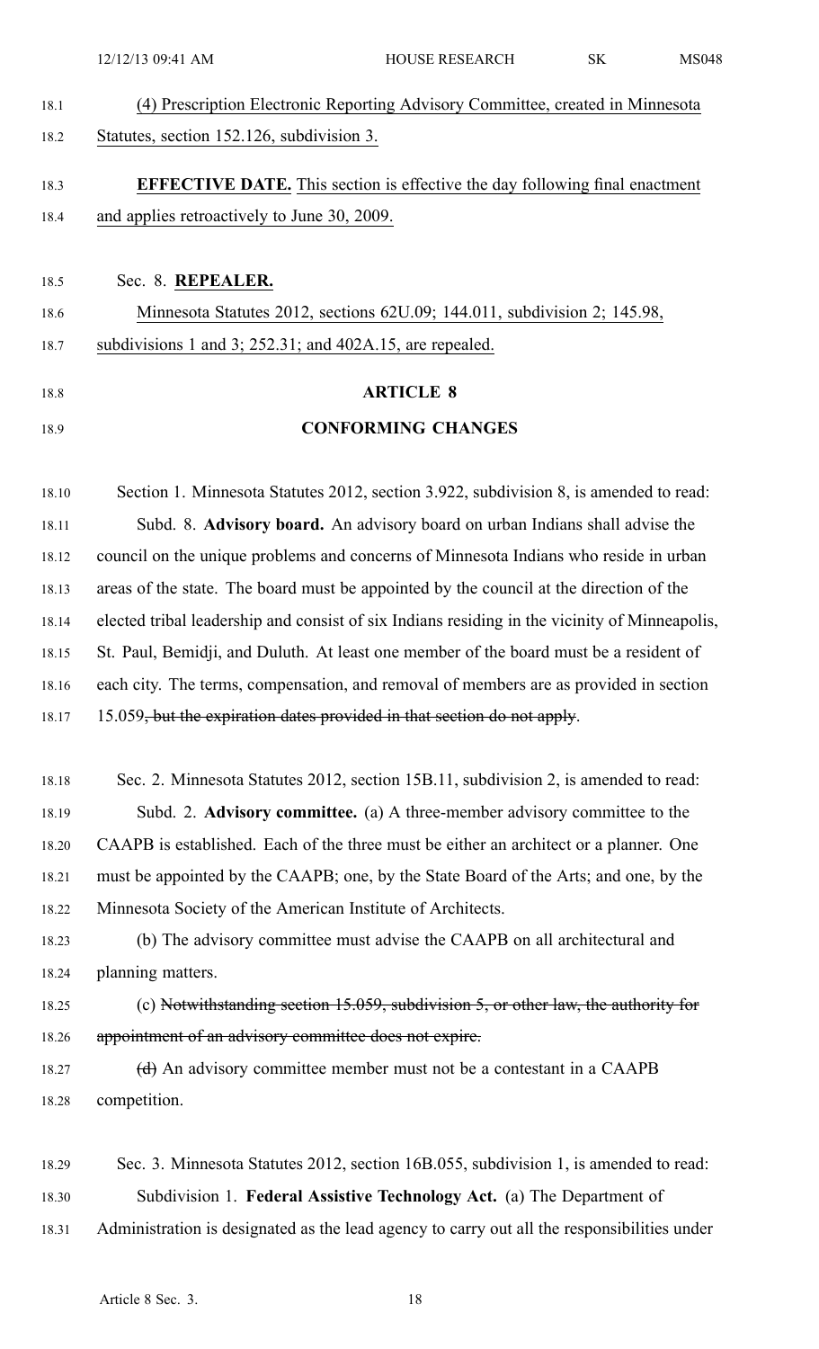(4) Prescription Electronic Reporting Advisory Committee, created in Minnesota Statutes, section 152.126, subdivision 3.

**EFFECTIVE DATE.** This section is effective the day following final enactment and applies retroactively to June 30, 2009.

Sec. 8. **REPEALER.**

Minnesota Statutes 2012, sections 62U.09; 144.011, subdivision 2; 145.98, subdivisions 1 and 3; 252.31; and 402A.15, are repealed.

## ARTICLE 8

## CONFORMING CHANGES

Section 1. Minnesota Statutes 2012, section 3.922, subdivision 8, is amended to read:

Subd. 8. **Advisory board.** An advisory board on urban Indians shall advise the council on the unique problems and concerns of Minnesota Indians who reside in urban areas of the state. The board must be appointed by the council at the direction of the elected tribal leadership and consist of six Indians residing in the vicinity of Minneapolis, St. Paul, Bemidji, and Duluth. At least one member of the board must be a resident of each city. The terms, compensation, and removal of members are as provided in section 15.059~~, but the expiration dates provided in that section do not apply~~.

Sec. 2. Minnesota Statutes 2012, section 15B.11, subdivision 2, is amended to read:

Subd. 2. **Advisory committee.** (a) A three-member advisory committee to the CAAPB is established. Each of the three must be either an architect or a planner. One must be appointed by the CAAPB; one, by the State Board of the Arts; and one, by the Minnesota Society of the American Institute of Architects.

(b) The advisory committee must advise the CAAPB on all architectural and planning matters.

(c) ~~Notwithstanding section 15.059, subdivision 5, or other law, the authority for appointment of an advisory committee does not expire.~~

~~(d)~~ An advisory committee member must not be a contestant in a CAAPB competition.

Sec. 3. Minnesota Statutes 2012, section 16B.055, subdivision 1, is amended to read:

Subdivision 1. **Federal Assistive Technology Act.** (a) The Department of Administration is designated as the lead agency to carry out all the responsibilities under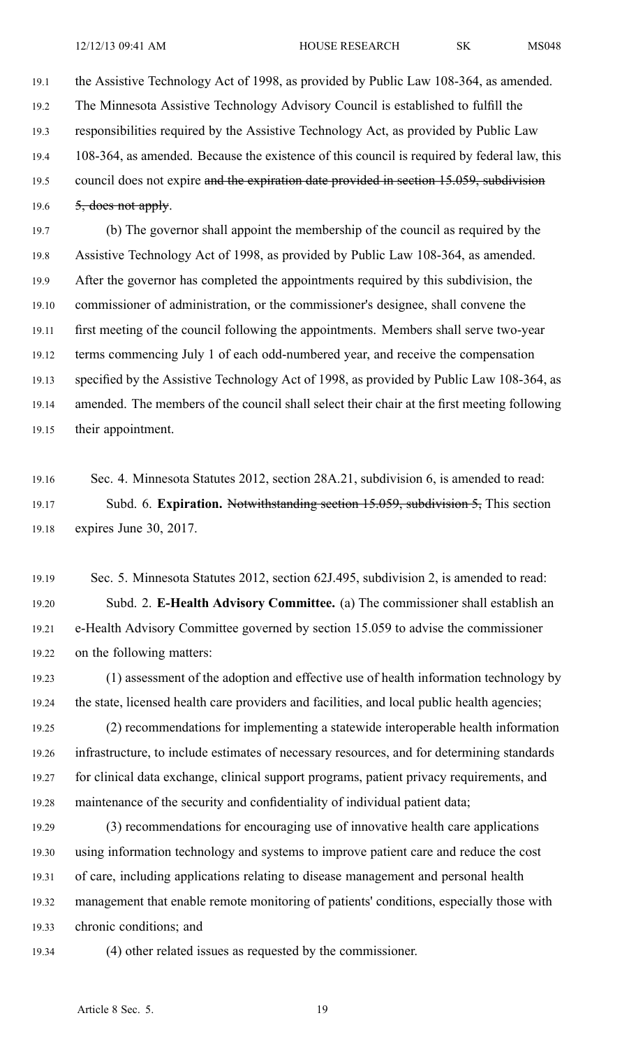the Assistive Technology Act of 1998, as provided by Public Law 108-364, as amended. The Minnesota Assistive Technology Advisory Council is established to fulfill the responsibilities required by the Assistive Technology Act, as provided by Public Law 108-364, as amended. Because the existence of this council is required by federal law, this council does not expire ~~and the expiration date provided in section 15.059, subdivision 5, does not apply~~.

(b) The governor shall appoint the membership of the council as required by the Assistive Technology Act of 1998, as provided by Public Law 108-364, as amended. After the governor has completed the appointments required by this subdivision, the commissioner of administration, or the commissioner's designee, shall convene the first meeting of the council following the appointments. Members shall serve two-year terms commencing July 1 of each odd-numbered year, and receive the compensation specified by the Assistive Technology Act of 1998, as provided by Public Law 108-364, as amended. The members of the council shall select their chair at the first meeting following their appointment.

Sec. 4. Minnesota Statutes 2012, section 28A.21, subdivision 6, is amended to read:

Subd. 6. **Expiration.** ~~Notwithstanding section 15.059, subdivision 5,~~ This section expires June 30, 2017.

Sec. 5. Minnesota Statutes 2012, section 62J.495, subdivision 2, is amended to read:

Subd. 2. **E-Health Advisory Committee.** (a) The commissioner shall establish an e-Health Advisory Committee governed by section 15.059 to advise the commissioner on the following matters:

(1) assessment of the adoption and effective use of health information technology by the state, licensed health care providers and facilities, and local public health agencies;

(2) recommendations for implementing a statewide interoperable health information infrastructure, to include estimates of necessary resources, and for determining standards for clinical data exchange, clinical support programs, patient privacy requirements, and maintenance of the security and confidentiality of individual patient data;

(3) recommendations for encouraging use of innovative health care applications using information technology and systems to improve patient care and reduce the cost of care, including applications relating to disease management and personal health management that enable remote monitoring of patients' conditions, especially those with chronic conditions; and

(4) other related issues as requested by the commissioner.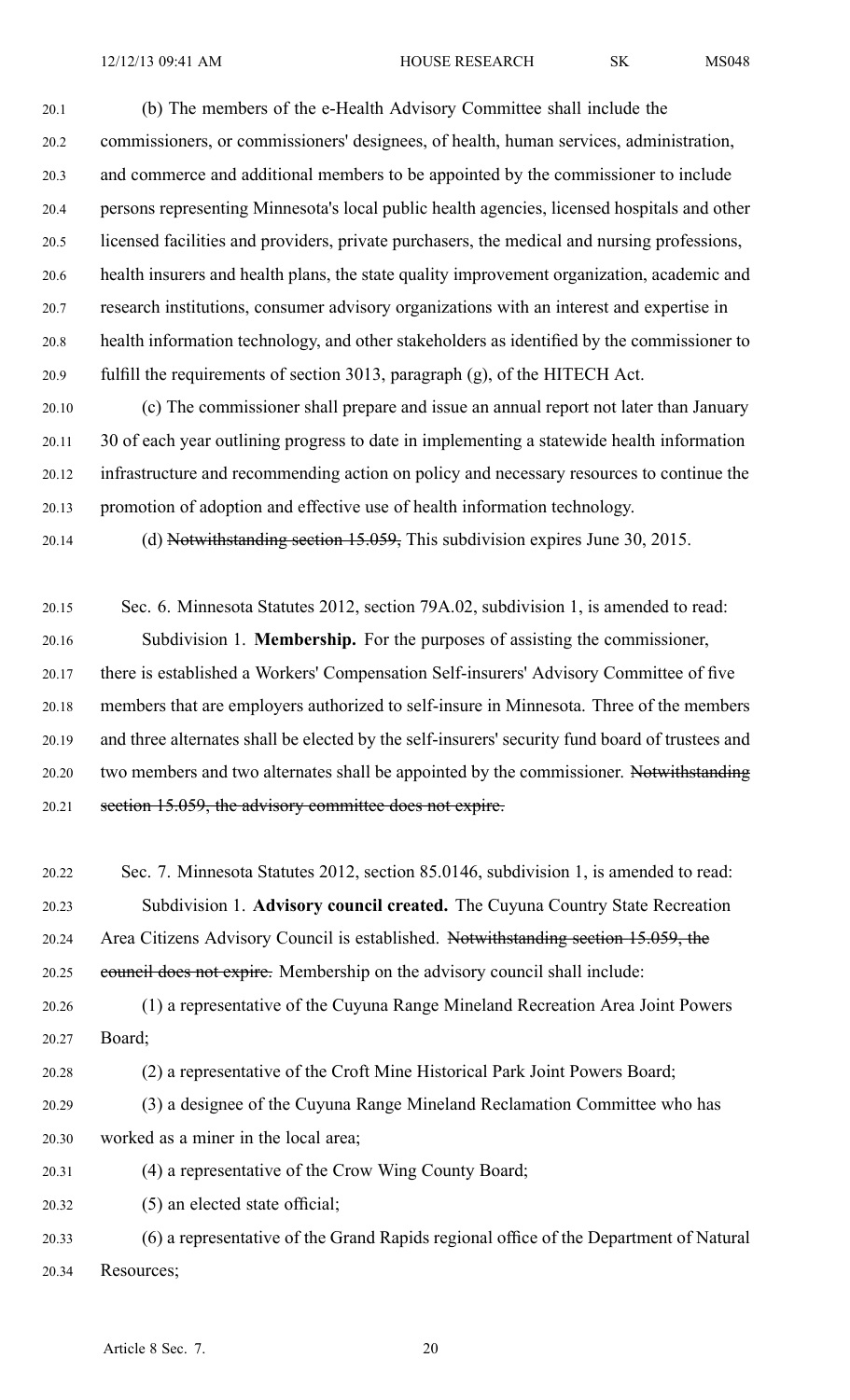(b) The members of the e-Health Advisory Committee shall include the commissioners, or commissioners' designees, of health, human services, administration, and commerce and additional members to be appointed by the commissioner to include persons representing Minnesota's local public health agencies, licensed hospitals and other licensed facilities and providers, private purchasers, the medical and nursing professions, health insurers and health plans, the state quality improvement organization, academic and research institutions, consumer advisory organizations with an interest and expertise in health information technology, and other stakeholders as identified by the commissioner to fulfill the requirements of section 3013, paragraph (g), of the HITECH Act.

(c) The commissioner shall prepare and issue an annual report not later than January 30 of each year outlining progress to date in implementing a statewide health information infrastructure and recommending action on policy and necessary resources to continue the promotion of adoption and effective use of health information technology.

(d) ~~Notwithstanding section 15.059,~~ This subdivision expires June 30, 2015.

Sec. 6. Minnesota Statutes 2012, section 79A.02, subdivision 1, is amended to read:

Subdivision 1. **Membership.** For the purposes of assisting the commissioner, there is established a Workers' Compensation Self-insurers' Advisory Committee of five members that are employers authorized to self-insure in Minnesota. Three of the members and three alternates shall be elected by the self-insurers' security fund board of trustees and two members and two alternates shall be appointed by the commissioner. ~~Notwithstanding section 15.059, the advisory committee does not expire.~~

Sec. 7. Minnesota Statutes 2012, section 85.0146, subdivision 1, is amended to read:

Subdivision 1. **Advisory council created.** The Cuyuna Country State Recreation Area Citizens Advisory Council is established. ~~Notwithstanding section 15.059, the council does not expire.~~ Membership on the advisory council shall include:

(1) a representative of the Cuyuna Range Mineland Recreation Area Joint Powers Board;

(2) a representative of the Croft Mine Historical Park Joint Powers Board;

(3) a designee of the Cuyuna Range Mineland Reclamation Committee who has worked as a miner in the local area;

(4) a representative of the Crow Wing County Board;

(5) an elected state official;

(6) a representative of the Grand Rapids regional office of the Department of Natural Resources;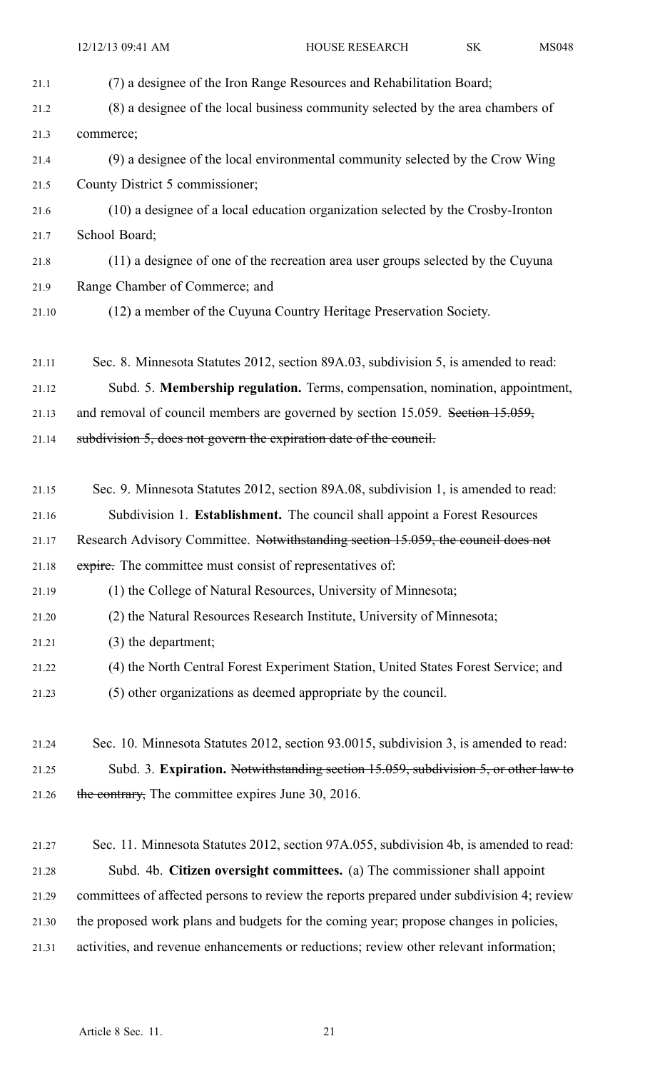(7) a designee of the Iron Range Resources and Rehabilitation Board;

(8) a designee of the local business community selected by the area chambers of commerce;

(9) a designee of the local environmental community selected by the Crow Wing County District 5 commissioner;

(10) a designee of a local education organization selected by the Crosby-Ironton School Board;

(11) a designee of one of the recreation area user groups selected by the Cuyuna Range Chamber of Commerce; and

(12) a member of the Cuyuna Country Heritage Preservation Society.

Sec. 8. Minnesota Statutes 2012, section 89A.03, subdivision 5, is amended to read:

Subd. 5. **Membership regulation.** Terms, compensation, nomination, appointment, and removal of council members are governed by section 15.059. ~~Section 15.059, subdivision 5, does not govern the expiration date of the council.~~

Sec. 9. Minnesota Statutes 2012, section 89A.08, subdivision 1, is amended to read:

Subdivision 1. **Establishment.** The council shall appoint a Forest Resources Research Advisory Committee. ~~Notwithstanding section 15.059, the council does not expire.~~ The committee must consist of representatives of:

(1) the College of Natural Resources, University of Minnesota;

(2) the Natural Resources Research Institute, University of Minnesota;

(3) the department;

(4) the North Central Forest Experiment Station, United States Forest Service; and

(5) other organizations as deemed appropriate by the council.

Sec. 10. Minnesota Statutes 2012, section 93.0015, subdivision 3, is amended to read:

Subd. 3. **Expiration.** ~~Notwithstanding section 15.059, subdivision 5, or other law to the contrary,~~ The committee expires June 30, 2016.

Sec. 11. Minnesota Statutes 2012, section 97A.055, subdivision 4b, is amended to read:

Subd. 4b. **Citizen oversight committees.** (a) The commissioner shall appoint committees of affected persons to review the reports prepared under subdivision 4; review the proposed work plans and budgets for the coming year; propose changes in policies, activities, and revenue enhancements or reductions; review other relevant information;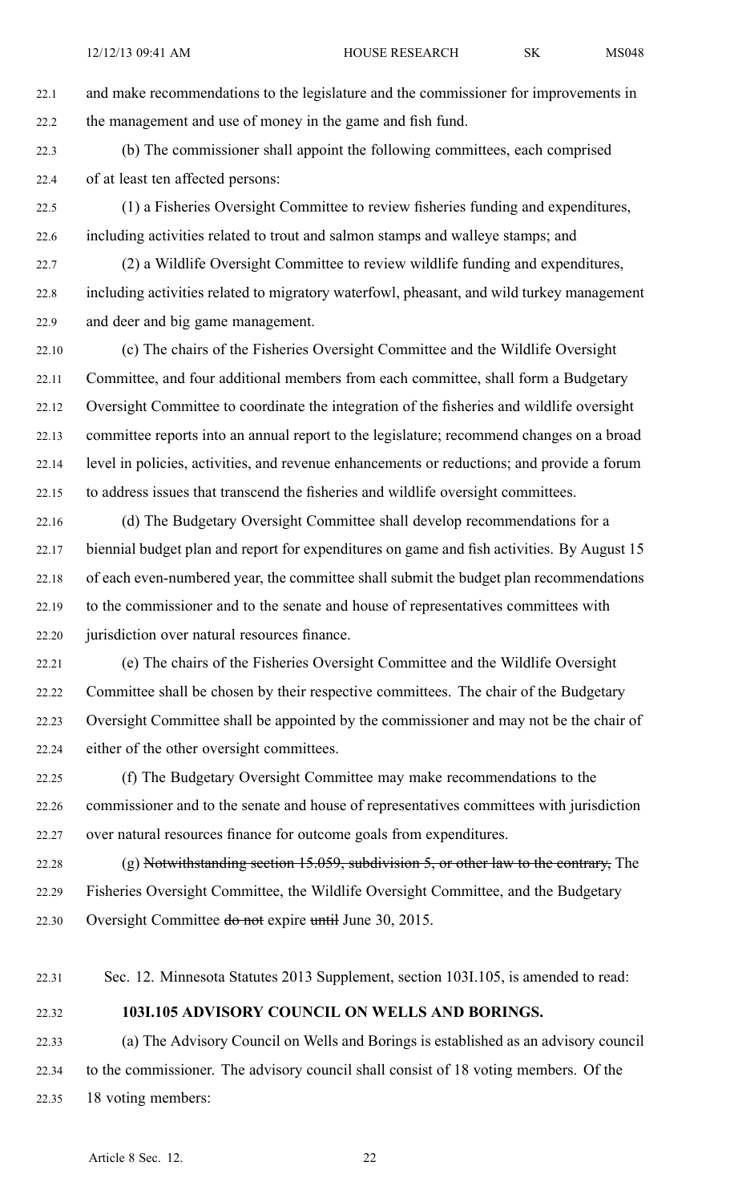and make recommendations to the legislature and the commissioner for improvements in the management and use of money in the game and fish fund.

(b) The commissioner shall appoint the following committees, each comprised of at least ten affected persons:

(1) a Fisheries Oversight Committee to review fisheries funding and expenditures, including activities related to trout and salmon stamps and walleye stamps; and

(2) a Wildlife Oversight Committee to review wildlife funding and expenditures, including activities related to migratory waterfowl, pheasant, and wild turkey management and deer and big game management.

(c) The chairs of the Fisheries Oversight Committee and the Wildlife Oversight Committee, and four additional members from each committee, shall form a Budgetary Oversight Committee to coordinate the integration of the fisheries and wildlife oversight committee reports into an annual report to the legislature; recommend changes on a broad level in policies, activities, and revenue enhancements or reductions; and provide a forum to address issues that transcend the fisheries and wildlife oversight committees.

(d) The Budgetary Oversight Committee shall develop recommendations for a biennial budget plan and report for expenditures on game and fish activities. By August 15 of each even-numbered year, the committee shall submit the budget plan recommendations to the commissioner and to the senate and house of representatives committees with jurisdiction over natural resources finance.

(e) The chairs of the Fisheries Oversight Committee and the Wildlife Oversight Committee shall be chosen by their respective committees. The chair of the Budgetary Oversight Committee shall be appointed by the commissioner and may not be the chair of either of the other oversight committees.

(f) The Budgetary Oversight Committee may make recommendations to the commissioner and to the senate and house of representatives committees with jurisdiction over natural resources finance for outcome goals from expenditures.

(g) ~~Notwithstanding section 15.059, subdivision 5, or other law to the contrary,~~ The Fisheries Oversight Committee, the Wildlife Oversight Committee, and the Budgetary Oversight Committee ~~do not~~ expire ~~until~~ June 30, 2015.

Sec. 12. Minnesota Statutes 2013 Supplement, section 103I.105, is amended to read:

**103I.105 ADVISORY COUNCIL ON WELLS AND BORINGS.**

(a) The Advisory Council on Wells and Borings is established as an advisory council to the commissioner. The advisory council shall consist of 18 voting members. Of the 18 voting members: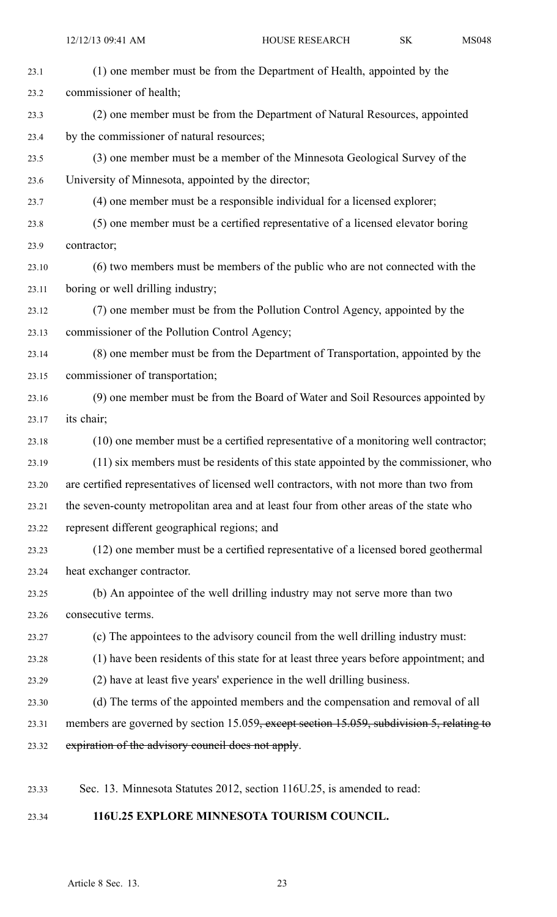(1) one member must be from the Department of Health, appointed by the commissioner of health;

(2) one member must be from the Department of Natural Resources, appointed by the commissioner of natural resources;

(3) one member must be a member of the Minnesota Geological Survey of the University of Minnesota, appointed by the director;

(4) one member must be a responsible individual for a licensed explorer;

(5) one member must be a certified representative of a licensed elevator boring contractor;

(6) two members must be members of the public who are not connected with the boring or well drilling industry;

(7) one member must be from the Pollution Control Agency, appointed by the commissioner of the Pollution Control Agency;

(8) one member must be from the Department of Transportation, appointed by the commissioner of transportation;

(9) one member must be from the Board of Water and Soil Resources appointed by its chair;

(10) one member must be a certified representative of a monitoring well contractor;

(11) six members must be residents of this state appointed by the commissioner, who are certified representatives of licensed well contractors, with not more than two from the seven-county metropolitan area and at least four from other areas of the state who represent different geographical regions; and

(12) one member must be a certified representative of a licensed bored geothermal heat exchanger contractor.

(b) An appointee of the well drilling industry may not serve more than two consecutive terms.

(c) The appointees to the advisory council from the well drilling industry must:

(1) have been residents of this state for at least three years before appointment; and

(2) have at least five years' experience in the well drilling business.

(d) The terms of the appointed members and the compensation and removal of all members are governed by section 15.059~~, except section 15.059, subdivision 5, relating to expiration of the advisory council does not apply~~.

Sec. 13. Minnesota Statutes 2012, section 116U.25, is amended to read:

**116U.25 EXPLORE MINNESOTA TOURISM COUNCIL.**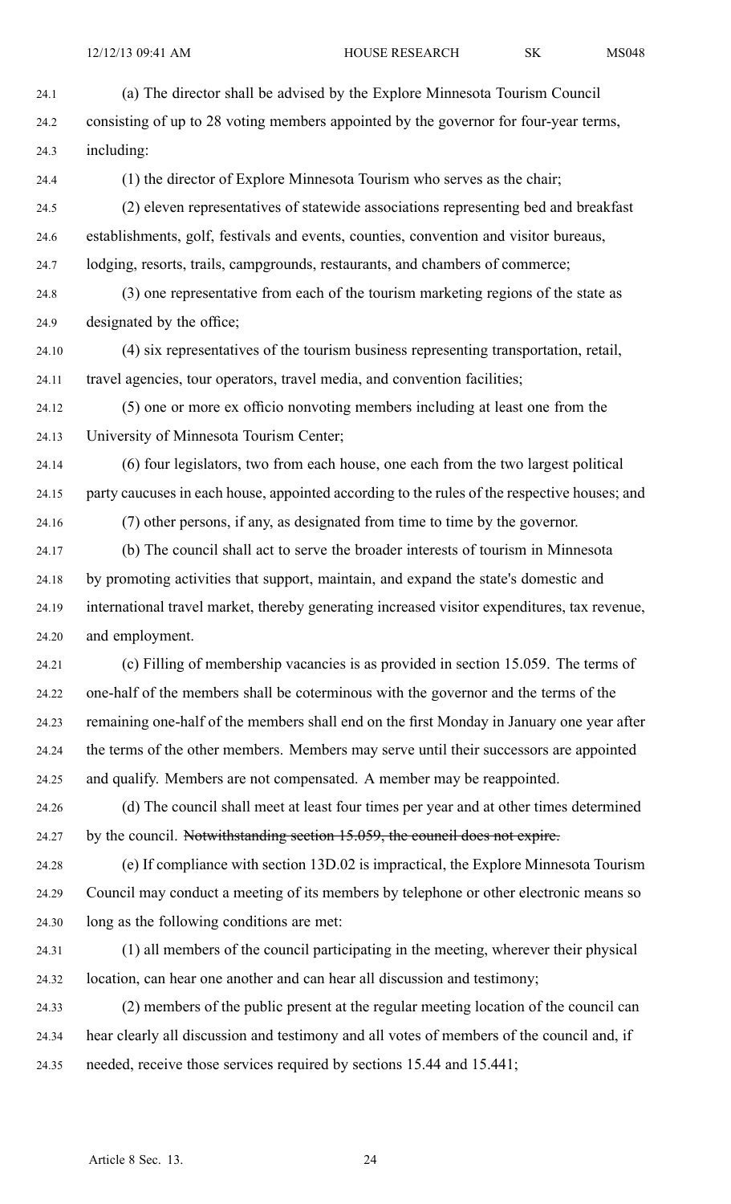(a) The director shall be advised by the Explore Minnesota Tourism Council consisting of up to 28 voting members appointed by the governor for four-year terms, including:

(1) the director of Explore Minnesota Tourism who serves as the chair;

(2) eleven representatives of statewide associations representing bed and breakfast establishments, golf, festivals and events, counties, convention and visitor bureaus, lodging, resorts, trails, campgrounds, restaurants, and chambers of commerce;

(3) one representative from each of the tourism marketing regions of the state as designated by the office;

(4) six representatives of the tourism business representing transportation, retail, travel agencies, tour operators, travel media, and convention facilities;

(5) one or more ex officio nonvoting members including at least one from the University of Minnesota Tourism Center;

(6) four legislators, two from each house, one each from the two largest political party caucuses in each house, appointed according to the rules of the respective houses; and

(7) other persons, if any, as designated from time to time by the governor.

(b) The council shall act to serve the broader interests of tourism in Minnesota by promoting activities that support, maintain, and expand the state's domestic and international travel market, thereby generating increased visitor expenditures, tax revenue, and employment.

(c) Filling of membership vacancies is as provided in section 15.059. The terms of one-half of the members shall be coterminous with the governor and the terms of the remaining one-half of the members shall end on the first Monday in January one year after the terms of the other members. Members may serve until their successors are appointed and qualify. Members are not compensated. A member may be reappointed.

(d) The council shall meet at least four times per year and at other times determined by the council. ~~Notwithstanding section 15.059, the council does not expire.~~

(e) If compliance with section 13D.02 is impractical, the Explore Minnesota Tourism Council may conduct a meeting of its members by telephone or other electronic means so long as the following conditions are met:

(1) all members of the council participating in the meeting, wherever their physical location, can hear one another and can hear all discussion and testimony;

(2) members of the public present at the regular meeting location of the council can hear clearly all discussion and testimony and all votes of members of the council and, if needed, receive those services required by sections 15.44 and 15.441;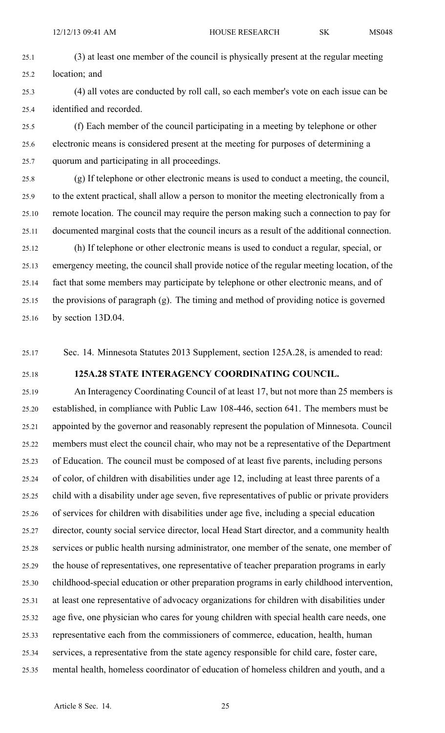(3) at least one member of the council is physically present at the regular meeting location; and

(4) all votes are conducted by roll call, so each member's vote on each issue can be identified and recorded.

(f) Each member of the council participating in a meeting by telephone or other electronic means is considered present at the meeting for purposes of determining a quorum and participating in all proceedings.

(g) If telephone or other electronic means is used to conduct a meeting, the council, to the extent practical, shall allow a person to monitor the meeting electronically from a remote location. The council may require the person making such a connection to pay for documented marginal costs that the council incurs as a result of the additional connection.

(h) If telephone or other electronic means is used to conduct a regular, special, or emergency meeting, the council shall provide notice of the regular meeting location, of the fact that some members may participate by telephone or other electronic means, and of the provisions of paragraph (g). The timing and method of providing notice is governed by section 13D.04.

Sec. 14. Minnesota Statutes 2013 Supplement, section 125A.28, is amended to read:

**125A.28 STATE INTERAGENCY COORDINATING COUNCIL.**

An Interagency Coordinating Council of at least 17, but not more than 25 members is established, in compliance with Public Law 108-446, section 641. The members must be appointed by the governor and reasonably represent the population of Minnesota. Council members must elect the council chair, who may not be a representative of the Department of Education. The council must be composed of at least five parents, including persons of color, of children with disabilities under age 12, including at least three parents of a child with a disability under age seven, five representatives of public or private providers of services for children with disabilities under age five, including a special education director, county social service director, local Head Start director, and a community health services or public health nursing administrator, one member of the senate, one member of the house of representatives, one representative of teacher preparation programs in early childhood-special education or other preparation programs in early childhood intervention, at least one representative of advocacy organizations for children with disabilities under age five, one physician who cares for young children with special health care needs, one representative each from the commissioners of commerce, education, health, human services, a representative from the state agency responsible for child care, foster care, mental health, homeless coordinator of education of homeless children and youth, and a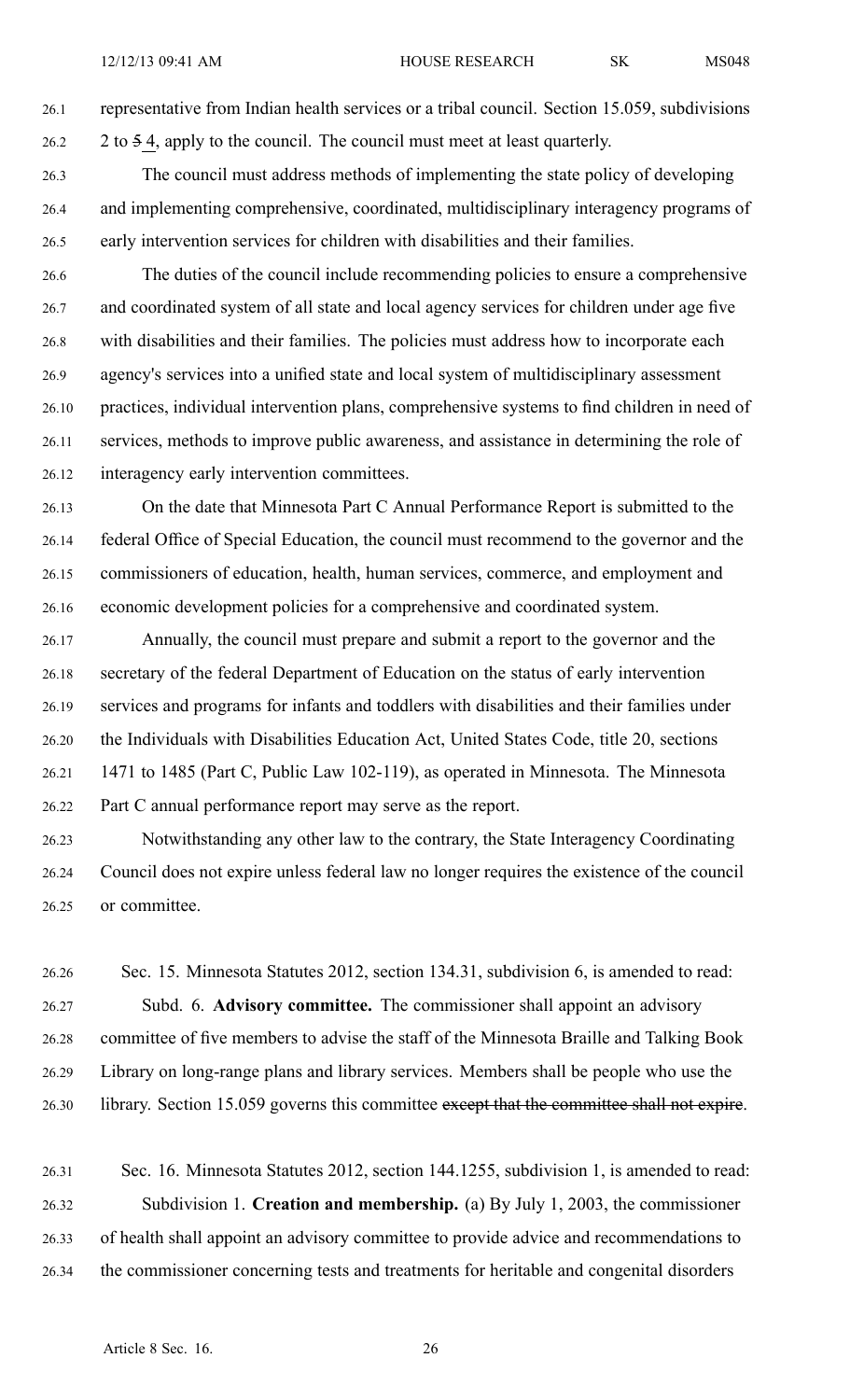representative from Indian health services or a tribal council. Section 15.059, subdivisions 2 to ~~5~~ 4, apply to the council. The council must meet at least quarterly.

The council must address methods of implementing the state policy of developing and implementing comprehensive, coordinated, multidisciplinary interagency programs of early intervention services for children with disabilities and their families.

The duties of the council include recommending policies to ensure a comprehensive and coordinated system of all state and local agency services for children under age five with disabilities and their families. The policies must address how to incorporate each agency's services into a unified state and local system of multidisciplinary assessment practices, individual intervention plans, comprehensive systems to find children in need of services, methods to improve public awareness, and assistance in determining the role of interagency early intervention committees.

On the date that Minnesota Part C Annual Performance Report is submitted to the federal Office of Special Education, the council must recommend to the governor and the commissioners of education, health, human services, commerce, and employment and economic development policies for a comprehensive and coordinated system.

Annually, the council must prepare and submit a report to the governor and the secretary of the federal Department of Education on the status of early intervention services and programs for infants and toddlers with disabilities and their families under the Individuals with Disabilities Education Act, United States Code, title 20, sections 1471 to 1485 (Part C, Public Law 102-119), as operated in Minnesota. The Minnesota Part C annual performance report may serve as the report.

Notwithstanding any other law to the contrary, the State Interagency Coordinating Council does not expire unless federal law no longer requires the existence of the council or committee.

Sec. 15. Minnesota Statutes 2012, section 134.31, subdivision 6, is amended to read:

Subd. 6. **Advisory committee.** The commissioner shall appoint an advisory committee of five members to advise the staff of the Minnesota Braille and Talking Book Library on long-range plans and library services. Members shall be people who use the library. Section 15.059 governs this committee ~~except that the committee shall not expire~~.

Sec. 16. Minnesota Statutes 2012, section 144.1255, subdivision 1, is amended to read:

Subdivision 1. **Creation and membership.** (a) By July 1, 2003, the commissioner of health shall appoint an advisory committee to provide advice and recommendations to the commissioner concerning tests and treatments for heritable and congenital disorders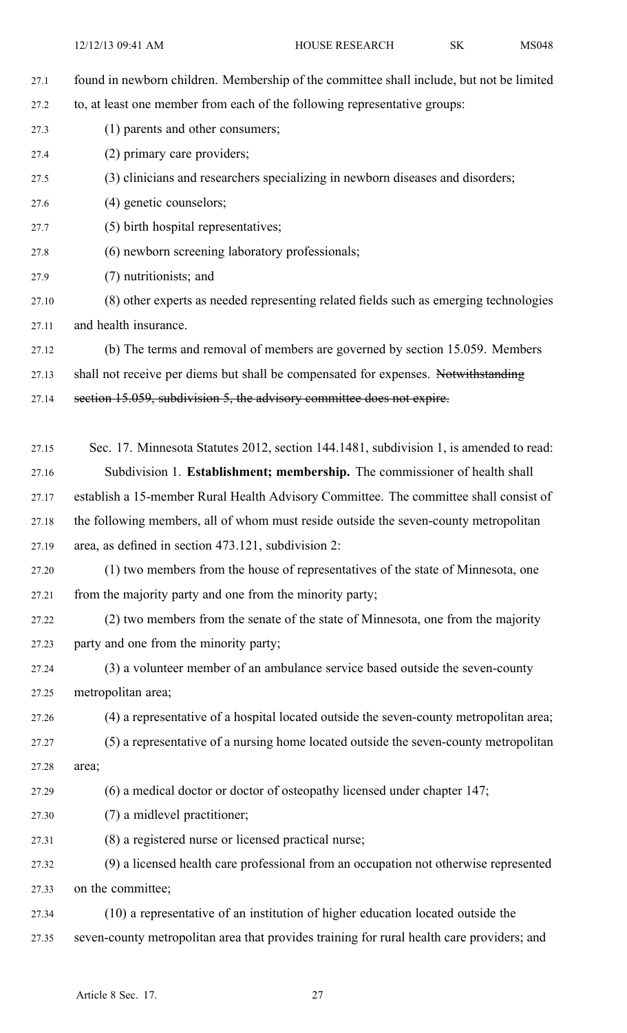found in newborn children. Membership of the committee shall include, but not be limited to, at least one member from each of the following representative groups:

(1) parents and other consumers;

(2) primary care providers;

(3) clinicians and researchers specializing in newborn diseases and disorders;

(4) genetic counselors;

(5) birth hospital representatives;

(6) newborn screening laboratory professionals;

(7) nutritionists; and

(8) other experts as needed representing related fields such as emerging technologies and health insurance.

(b) The terms and removal of members are governed by section 15.059. Members shall not receive per diems but shall be compensated for expenses. ~~Notwithstanding section 15.059, subdivision 5, the advisory committee does not expire.~~

Sec. 17. Minnesota Statutes 2012, section 144.1481, subdivision 1, is amended to read:

Subdivision 1. **Establishment; membership.** The commissioner of health shall establish a 15-member Rural Health Advisory Committee. The committee shall consist of the following members, all of whom must reside outside the seven-county metropolitan area, as defined in section 473.121, subdivision 2:

(1) two members from the house of representatives of the state of Minnesota, one from the majority party and one from the minority party;

(2) two members from the senate of the state of Minnesota, one from the majority party and one from the minority party;

(3) a volunteer member of an ambulance service based outside the seven-county metropolitan area;

(4) a representative of a hospital located outside the seven-county metropolitan area;

(5) a representative of a nursing home located outside the seven-county metropolitan area;

(6) a medical doctor or doctor of osteopathy licensed under chapter 147;

(7) a midlevel practitioner;

(8) a registered nurse or licensed practical nurse;

(9) a licensed health care professional from an occupation not otherwise represented on the committee;

(10) a representative of an institution of higher education located outside the seven-county metropolitan area that provides training for rural health care providers; and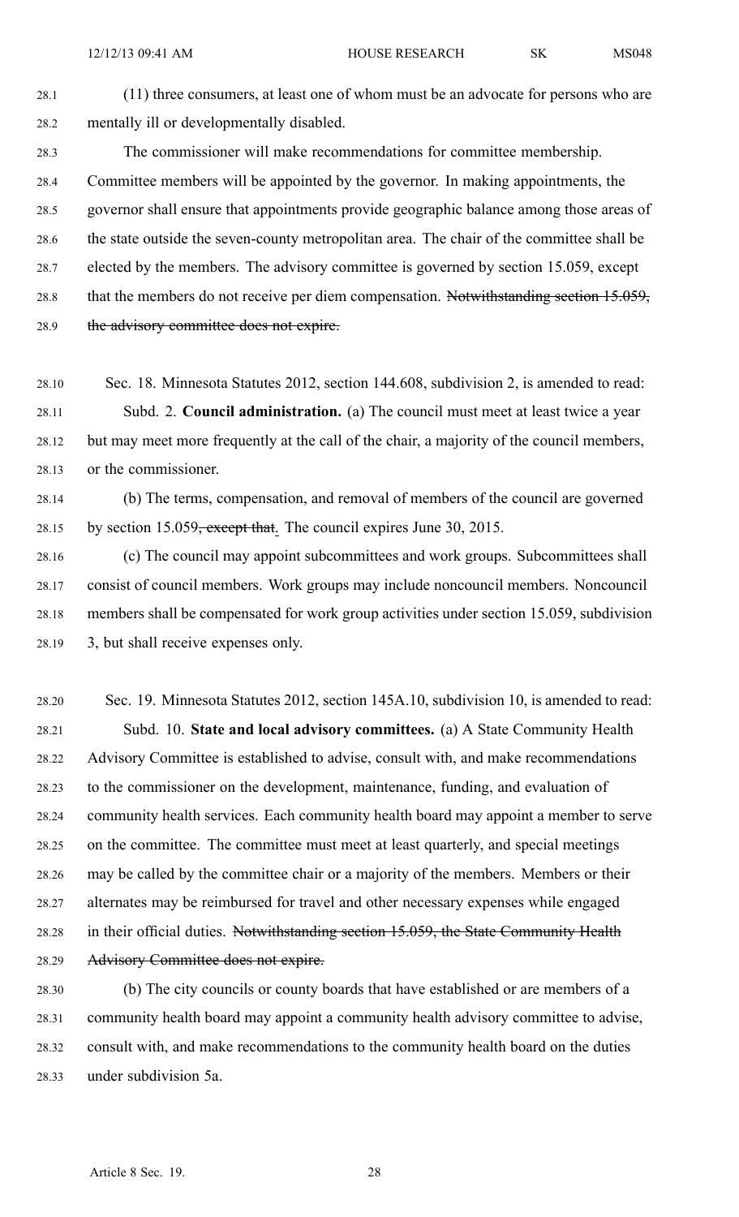(11) three consumers, at least one of whom must be an advocate for persons who are mentally ill or developmentally disabled.

The commissioner will make recommendations for committee membership. Committee members will be appointed by the governor. In making appointments, the governor shall ensure that appointments provide geographic balance among those areas of the state outside the seven-county metropolitan area. The chair of the committee shall be elected by the members. The advisory committee is governed by section 15.059, except that the members do not receive per diem compensation. ~~Notwithstanding section 15.059, the advisory committee does not expire.~~

Sec. 18. Minnesota Statutes 2012, section 144.608, subdivision 2, is amended to read:

Subd. 2. **Council administration.** (a) The council must meet at least twice a year but may meet more frequently at the call of the chair, a majority of the council members, or the commissioner.

(b) The terms, compensation, and removal of members of the council are governed by section 15.059~~, except that~~. The council expires June 30, 2015.

(c) The council may appoint subcommittees and work groups. Subcommittees shall consist of council members. Work groups may include noncouncil members. Noncouncil members shall be compensated for work group activities under section 15.059, subdivision 3, but shall receive expenses only.

Sec. 19. Minnesota Statutes 2012, section 145A.10, subdivision 10, is amended to read:

Subd. 10. **State and local advisory committees.** (a) A State Community Health Advisory Committee is established to advise, consult with, and make recommendations to the commissioner on the development, maintenance, funding, and evaluation of community health services. Each community health board may appoint a member to serve on the committee. The committee must meet at least quarterly, and special meetings may be called by the committee chair or a majority of the members. Members or their alternates may be reimbursed for travel and other necessary expenses while engaged in their official duties. ~~Notwithstanding section 15.059, the State Community Health Advisory Committee does not expire.~~

(b) The city councils or county boards that have established or are members of a community health board may appoint a community health advisory committee to advise, consult with, and make recommendations to the community health board on the duties under subdivision 5a.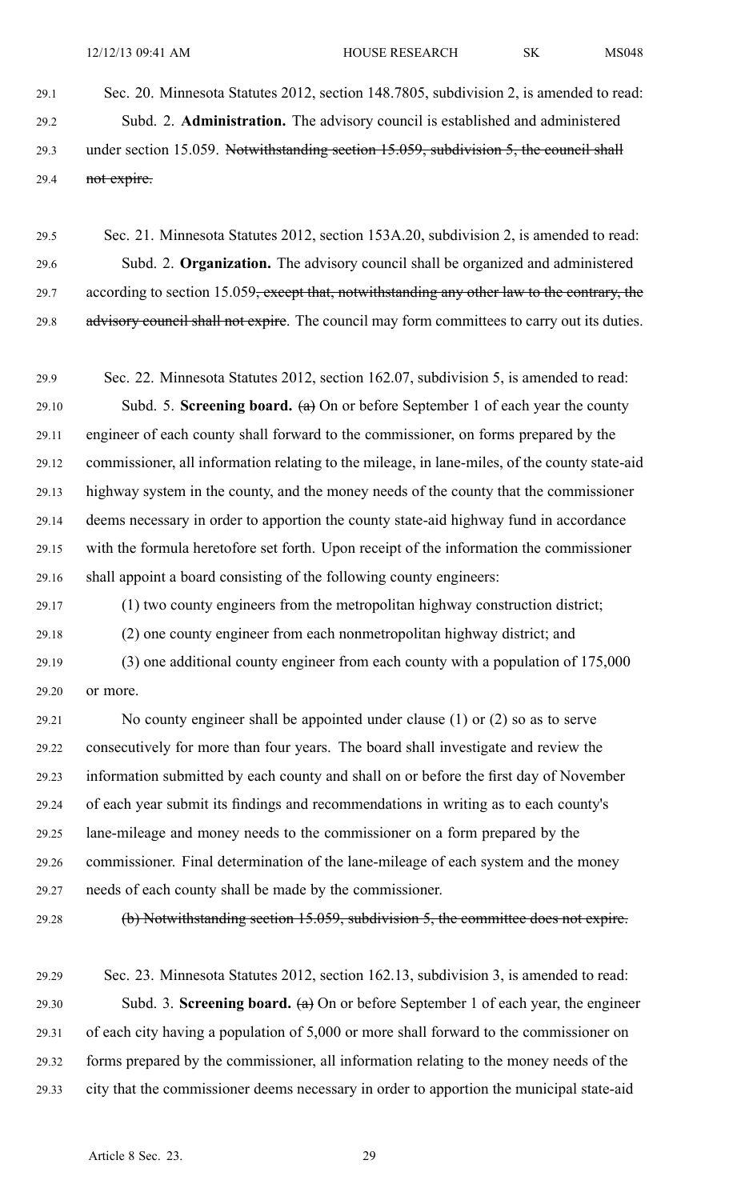Sec. 20. Minnesota Statutes 2012, section 148.7805, subdivision 2, is amended to read:

Subd. 2. **Administration.** The advisory council is established and administered under section 15.059. ~~Notwithstanding section 15.059, subdivision 5, the council shall not expire.~~

Sec. 21. Minnesota Statutes 2012, section 153A.20, subdivision 2, is amended to read:

Subd. 2. **Organization.** The advisory council shall be organized and administered according to section 15.059~~, except that, notwithstanding any other law to the contrary, the advisory council shall not expire~~. The council may form committees to carry out its duties.

Sec. 22. Minnesota Statutes 2012, section 162.07, subdivision 5, is amended to read:

Subd. 5. **Screening board.** ~~(a)~~ On or before September 1 of each year the county engineer of each county shall forward to the commissioner, on forms prepared by the commissioner, all information relating to the mileage, in lane-miles, of the county state-aid highway system in the county, and the money needs of the county that the commissioner deems necessary in order to apportion the county state-aid highway fund in accordance with the formula heretofore set forth. Upon receipt of the information the commissioner shall appoint a board consisting of the following county engineers:

(1) two county engineers from the metropolitan highway construction district;

(2) one county engineer from each nonmetropolitan highway district; and

(3) one additional county engineer from each county with a population of 175,000 or more.

No county engineer shall be appointed under clause (1) or (2) so as to serve consecutively for more than four years. The board shall investigate and review the information submitted by each county and shall on or before the first day of November of each year submit its findings and recommendations in writing as to each county's lane-mileage and money needs to the commissioner on a form prepared by the commissioner. Final determination of the lane-mileage of each system and the money needs of each county shall be made by the commissioner.

~~(b) Notwithstanding section 15.059, subdivision 5, the committee does not expire.~~

Sec. 23. Minnesota Statutes 2012, section 162.13, subdivision 3, is amended to read:

Subd. 3. **Screening board.** ~~(a)~~ On or before September 1 of each year, the engineer of each city having a population of 5,000 or more shall forward to the commissioner on forms prepared by the commissioner, all information relating to the money needs of the city that the commissioner deems necessary in order to apportion the municipal state-aid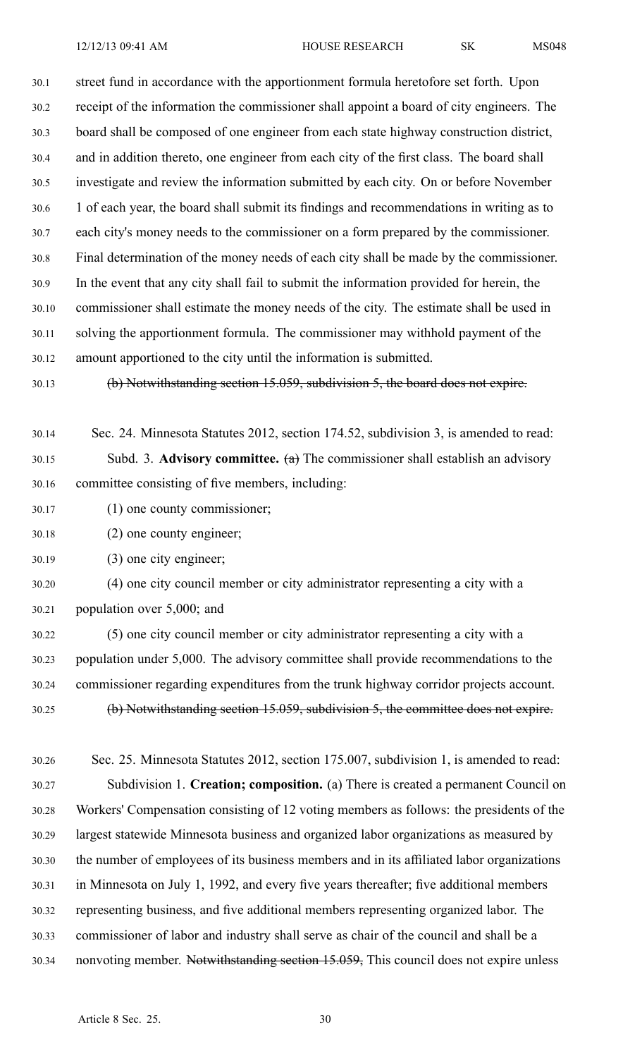street fund in accordance with the apportionment formula heretofore set forth. Upon receipt of the information the commissioner shall appoint a board of city engineers. The board shall be composed of one engineer from each state highway construction district, and in addition thereto, one engineer from each city of the first class. The board shall investigate and review the information submitted by each city. On or before November 1 of each year, the board shall submit its findings and recommendations in writing as to each city's money needs to the commissioner on a form prepared by the commissioner. Final determination of the money needs of each city shall be made by the commissioner. In the event that any city shall fail to submit the information provided for herein, the commissioner shall estimate the money needs of the city. The estimate shall be used in solving the apportionment formula. The commissioner may withhold payment of the amount apportioned to the city until the information is submitted.

~~(b) Notwithstanding section 15.059, subdivision 5, the board does not expire.~~

Sec. 24. Minnesota Statutes 2012, section 174.52, subdivision 3, is amended to read:

Subd. 3. **Advisory committee.** ~~(a)~~ The commissioner shall establish an advisory committee consisting of five members, including:

(1) one county commissioner;

(2) one county engineer;

(3) one city engineer;

(4) one city council member or city administrator representing a city with a population over 5,000; and

(5) one city council member or city administrator representing a city with a population under 5,000. The advisory committee shall provide recommendations to the commissioner regarding expenditures from the trunk highway corridor projects account.

~~(b) Notwithstanding section 15.059, subdivision 5, the committee does not expire.~~

Sec. 25. Minnesota Statutes 2012, section 175.007, subdivision 1, is amended to read:

Subdivision 1. **Creation; composition.** (a) There is created a permanent Council on Workers' Compensation consisting of 12 voting members as follows: the presidents of the largest statewide Minnesota business and organized labor organizations as measured by the number of employees of its business members and in its affiliated labor organizations in Minnesota on July 1, 1992, and every five years thereafter; five additional members representing business, and five additional members representing organized labor. The commissioner of labor and industry shall serve as chair of the council and shall be a nonvoting member. ~~Notwithstanding section 15.059,~~ This council does not expire unless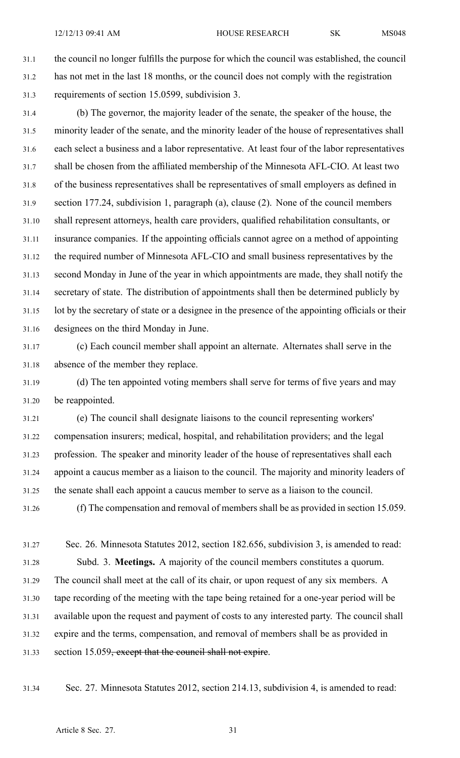the council no longer fulfills the purpose for which the council was established, the council has not met in the last 18 months, or the council does not comply with the registration requirements of section 15.0599, subdivision 3.

(b) The governor, the majority leader of the senate, the speaker of the house, the minority leader of the senate, and the minority leader of the house of representatives shall each select a business and a labor representative. At least four of the labor representatives shall be chosen from the affiliated membership of the Minnesota AFL-CIO. At least two of the business representatives shall be representatives of small employers as defined in section 177.24, subdivision 1, paragraph (a), clause (2). None of the council members shall represent attorneys, health care providers, qualified rehabilitation consultants, or insurance companies. If the appointing officials cannot agree on a method of appointing the required number of Minnesota AFL-CIO and small business representatives by the second Monday in June of the year in which appointments are made, they shall notify the secretary of state. The distribution of appointments shall then be determined publicly by lot by the secretary of state or a designee in the presence of the appointing officials or their designees on the third Monday in June.

(c) Each council member shall appoint an alternate. Alternates shall serve in the absence of the member they replace.

(d) The ten appointed voting members shall serve for terms of five years and may be reappointed.

(e) The council shall designate liaisons to the council representing workers' compensation insurers; medical, hospital, and rehabilitation providers; and the legal profession. The speaker and minority leader of the house of representatives shall each appoint a caucus member as a liaison to the council. The majority and minority leaders of the senate shall each appoint a caucus member to serve as a liaison to the council.

(f) The compensation and removal of members shall be as provided in section 15.059.

Sec. 26. Minnesota Statutes 2012, section 182.656, subdivision 3, is amended to read:

Subd. 3. **Meetings.** A majority of the council members constitutes a quorum. The council shall meet at the call of its chair, or upon request of any six members. A tape recording of the meeting with the tape being retained for a one-year period will be available upon the request and payment of costs to any interested party. The council shall expire and the terms, compensation, and removal of members shall be as provided in section 15.059~~, except that the council shall not expire~~.

Sec. 27. Minnesota Statutes 2012, section 214.13, subdivision 4, is amended to read: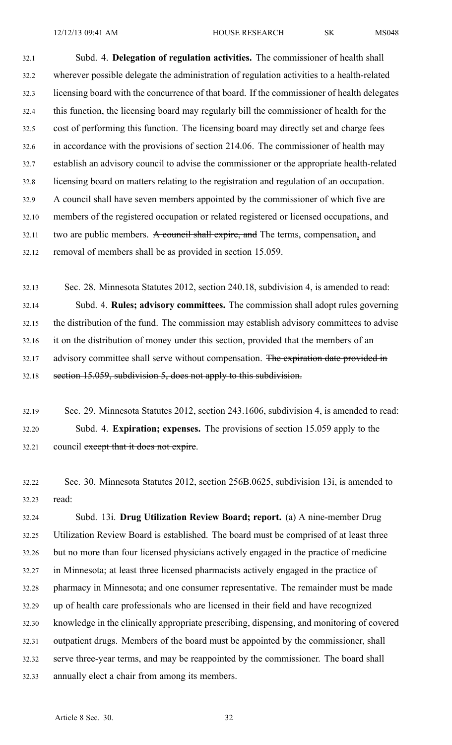Subd. 4. **Delegation of regulation activities.** The commissioner of health shall wherever possible delegate the administration of regulation activities to a health-related licensing board with the concurrence of that board. If the commissioner of health delegates this function, the licensing board may regularly bill the commissioner of health for the cost of performing this function. The licensing board may directly set and charge fees in accordance with the provisions of section 214.06. The commissioner of health may establish an advisory council to advise the commissioner or the appropriate health-related licensing board on matters relating to the registration and regulation of an occupation. A council shall have seven members appointed by the commissioner of which five are members of the registered occupation or related registered or licensed occupations, and two are public members. ~~A council shall expire, and~~ The terms, compensation, and removal of members shall be as provided in section 15.059.

Sec. 28. Minnesota Statutes 2012, section 240.18, subdivision 4, is amended to read:

Subd. 4. **Rules; advisory committees.** The commission shall adopt rules governing the distribution of the fund. The commission may establish advisory committees to advise it on the distribution of money under this section, provided that the members of an advisory committee shall serve without compensation. ~~The expiration date provided in section 15.059, subdivision 5, does not apply to this subdivision.~~

Sec. 29. Minnesota Statutes 2012, section 243.1606, subdivision 4, is amended to read:

Subd. 4. **Expiration; expenses.** The provisions of section 15.059 apply to the council ~~except that it does not expire~~.

Sec. 30. Minnesota Statutes 2012, section 256B.0625, subdivision 13i, is amended to read:

Subd. 13i. **Drug Utilization Review Board; report.** (a) A nine-member Drug Utilization Review Board is established. The board must be comprised of at least three but no more than four licensed physicians actively engaged in the practice of medicine in Minnesota; at least three licensed pharmacists actively engaged in the practice of pharmacy in Minnesota; and one consumer representative. The remainder must be made up of health care professionals who are licensed in their field and have recognized knowledge in the clinically appropriate prescribing, dispensing, and monitoring of covered outpatient drugs. Members of the board must be appointed by the commissioner, shall serve three-year terms, and may be reappointed by the commissioner. The board shall annually elect a chair from among its members.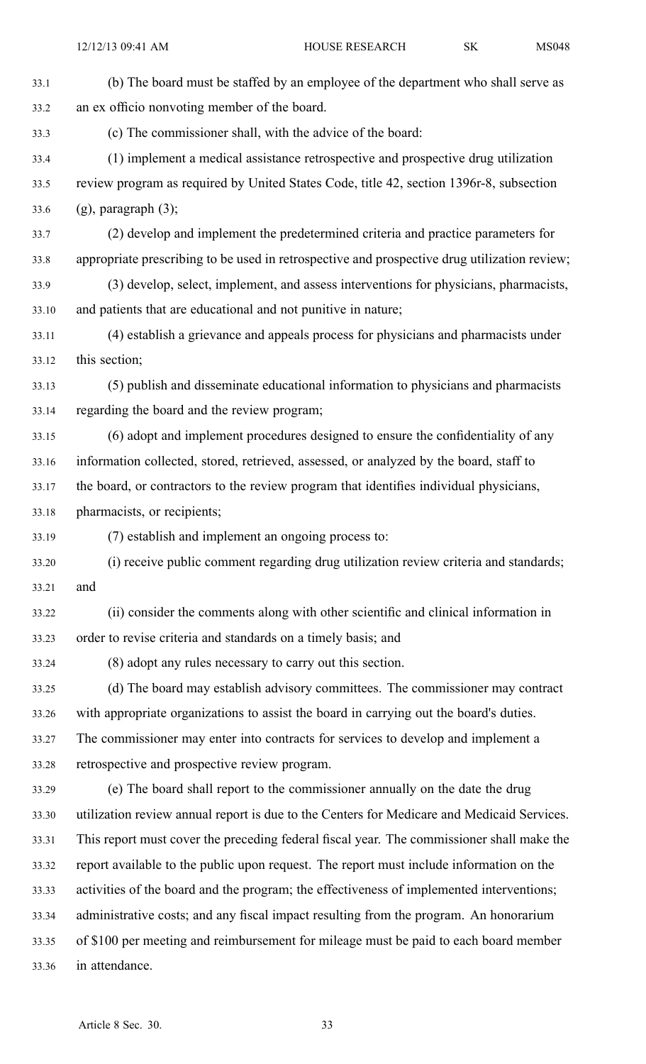(b) The board must be staffed by an employee of the department who shall serve as an ex officio nonvoting member of the board.

(c) The commissioner shall, with the advice of the board:

(1) implement a medical assistance retrospective and prospective drug utilization review program as required by United States Code, title 42, section 1396r-8, subsection (g), paragraph (3);

(2) develop and implement the predetermined criteria and practice parameters for appropriate prescribing to be used in retrospective and prospective drug utilization review;

(3) develop, select, implement, and assess interventions for physicians, pharmacists, and patients that are educational and not punitive in nature;

(4) establish a grievance and appeals process for physicians and pharmacists under this section;

(5) publish and disseminate educational information to physicians and pharmacists regarding the board and the review program;

(6) adopt and implement procedures designed to ensure the confidentiality of any information collected, stored, retrieved, assessed, or analyzed by the board, staff to the board, or contractors to the review program that identifies individual physicians, pharmacists, or recipients;

(7) establish and implement an ongoing process to:

(i) receive public comment regarding drug utilization review criteria and standards; and

(ii) consider the comments along with other scientific and clinical information in order to revise criteria and standards on a timely basis; and

(8) adopt any rules necessary to carry out this section.

(d) The board may establish advisory committees. The commissioner may contract with appropriate organizations to assist the board in carrying out the board's duties. The commissioner may enter into contracts for services to develop and implement a retrospective and prospective review program.

(e) The board shall report to the commissioner annually on the date the drug utilization review annual report is due to the Centers for Medicare and Medicaid Services. This report must cover the preceding federal fiscal year. The commissioner shall make the report available to the public upon request. The report must include information on the activities of the board and the program; the effectiveness of implemented interventions; administrative costs; and any fiscal impact resulting from the program. An honorarium of $100 per meeting and reimbursement for mileage must be paid to each board member in attendance.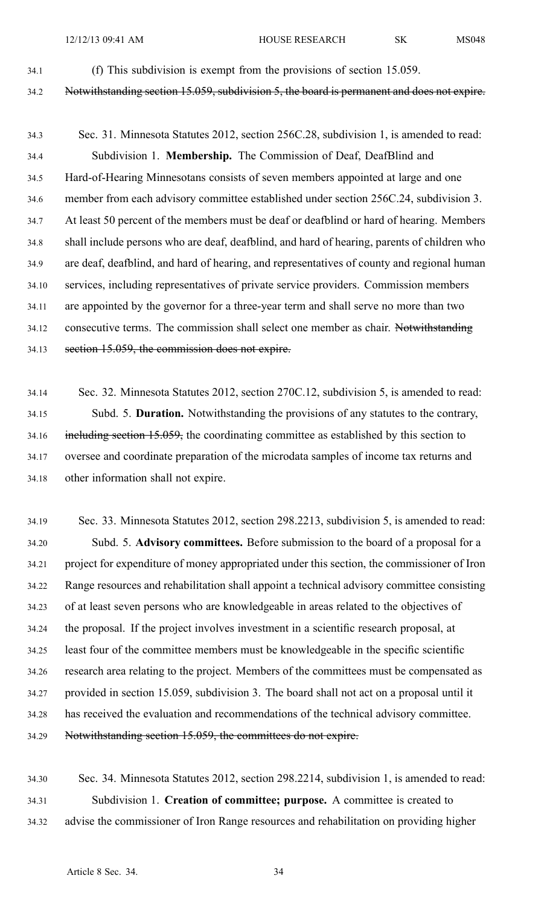(f) This subdivision is exempt from the provisions of section 15.059. ~~Notwithstanding section 15.059, subdivision 5, the board is permanent and does not expire.~~

Sec. 31. Minnesota Statutes 2012, section 256C.28, subdivision 1, is amended to read:

Subdivision 1. **Membership.** The Commission of Deaf, DeafBlind and Hard-of-Hearing Minnesotans consists of seven members appointed at large and one member from each advisory committee established under section 256C.24, subdivision 3. At least 50 percent of the members must be deaf or deafblind or hard of hearing. Members shall include persons who are deaf, deafblind, and hard of hearing, parents of children who are deaf, deafblind, and hard of hearing, and representatives of county and regional human services, including representatives of private service providers. Commission members are appointed by the governor for a three-year term and shall serve no more than two consecutive terms. The commission shall select one member as chair. ~~Notwithstanding section 15.059, the commission does not expire.~~

Sec. 32. Minnesota Statutes 2012, section 270C.12, subdivision 5, is amended to read:

Subd. 5. **Duration.** Notwithstanding the provisions of any statutes to the contrary, ~~including section 15.059,~~ the coordinating committee as established by this section to oversee and coordinate preparation of the microdata samples of income tax returns and other information shall not expire.

Sec. 33. Minnesota Statutes 2012, section 298.2213, subdivision 5, is amended to read:

Subd. 5. **Advisory committees.** Before submission to the board of a proposal for a project for expenditure of money appropriated under this section, the commissioner of Iron Range resources and rehabilitation shall appoint a technical advisory committee consisting of at least seven persons who are knowledgeable in areas related to the objectives of the proposal. If the project involves investment in a scientific research proposal, at least four of the committee members must be knowledgeable in the specific scientific research area relating to the project. Members of the committees must be compensated as provided in section 15.059, subdivision 3. The board shall not act on a proposal until it has received the evaluation and recommendations of the technical advisory committee. ~~Notwithstanding section 15.059, the committees do not expire.~~

Sec. 34. Minnesota Statutes 2012, section 298.2214, subdivision 1, is amended to read:

Subdivision 1. **Creation of committee; purpose.** A committee is created to advise the commissioner of Iron Range resources and rehabilitation on providing higher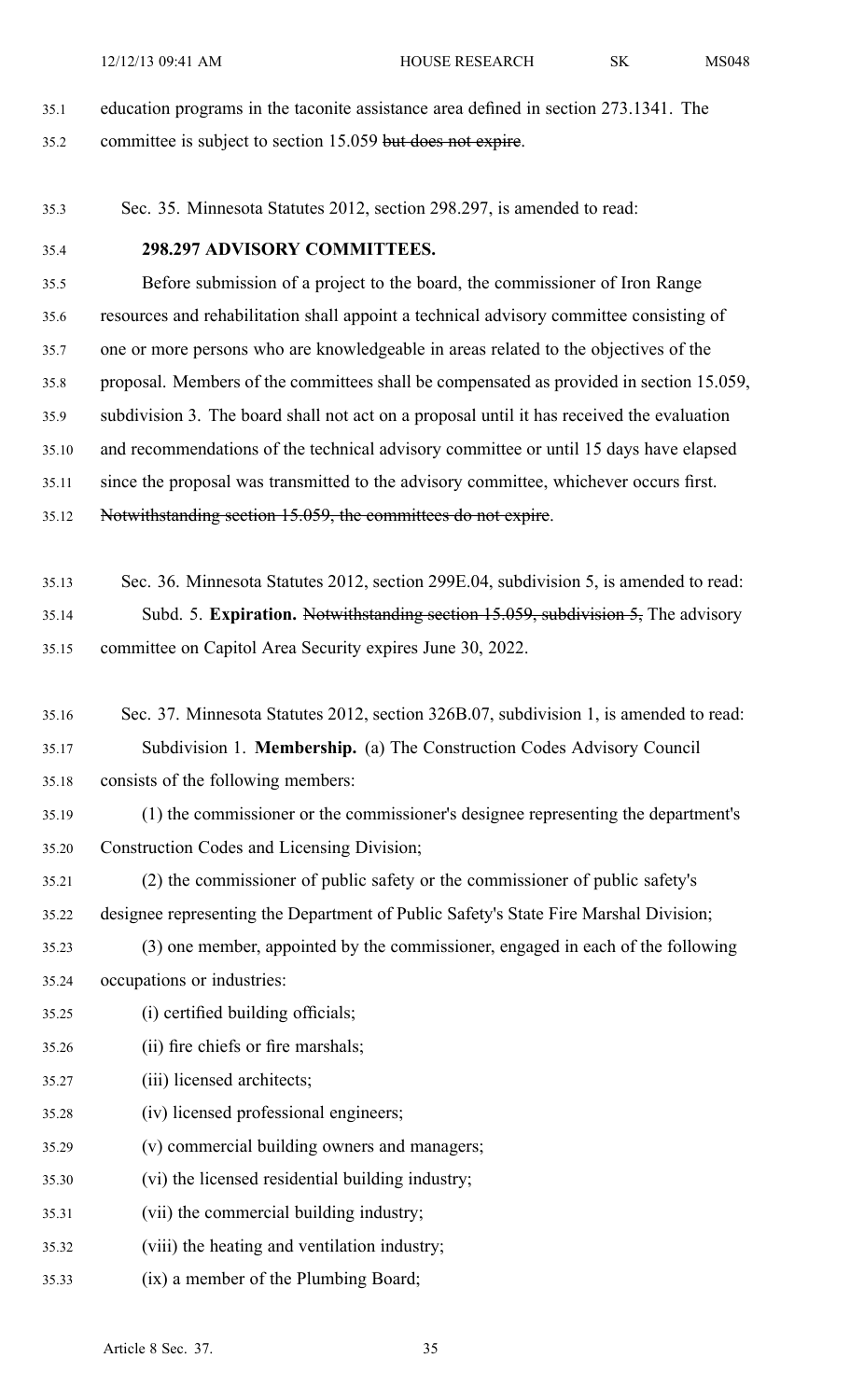education programs in the taconite assistance area defined in section 273.1341. The committee is subject to section 15.059 ~~but does not expire~~.

Sec. 35. Minnesota Statutes 2012, section 298.297, is amended to read:

**298.297 ADVISORY COMMITTEES.**

Before submission of a project to the board, the commissioner of Iron Range resources and rehabilitation shall appoint a technical advisory committee consisting of one or more persons who are knowledgeable in areas related to the objectives of the proposal. Members of the committees shall be compensated as provided in section 15.059, subdivision 3. The board shall not act on a proposal until it has received the evaluation and recommendations of the technical advisory committee or until 15 days have elapsed since the proposal was transmitted to the advisory committee, whichever occurs first. ~~Notwithstanding section 15.059, the committees do not expire~~.

Sec. 36. Minnesota Statutes 2012, section 299E.04, subdivision 5, is amended to read:

Subd. 5. **Expiration.** ~~Notwithstanding section 15.059, subdivision 5,~~ The advisory committee on Capitol Area Security expires June 30, 2022.

Sec. 37. Minnesota Statutes 2012, section 326B.07, subdivision 1, is amended to read:

Subdivision 1. **Membership.** (a) The Construction Codes Advisory Council consists of the following members:

(1) the commissioner or the commissioner's designee representing the department's Construction Codes and Licensing Division;

(2) the commissioner of public safety or the commissioner of public safety's designee representing the Department of Public Safety's State Fire Marshal Division;

(3) one member, appointed by the commissioner, engaged in each of the following occupations or industries:

(i) certified building officials;

(ii) fire chiefs or fire marshals;

(iii) licensed architects;

(iv) licensed professional engineers;

(v) commercial building owners and managers;

(vi) the licensed residential building industry;

(vii) the commercial building industry;

(viii) the heating and ventilation industry;

(ix) a member of the Plumbing Board;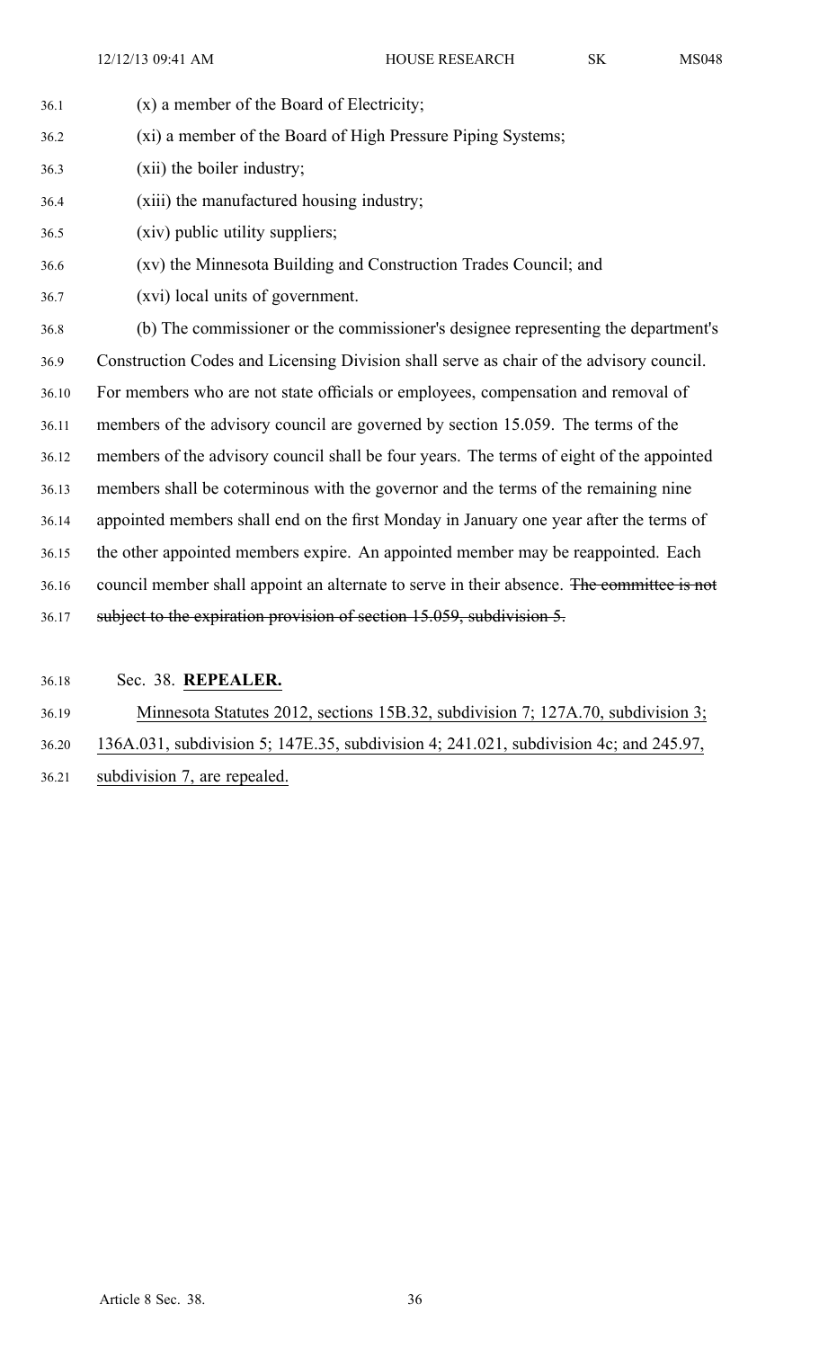(x) a member of the Board of Electricity;

(xi) a member of the Board of High Pressure Piping Systems;

(xii) the boiler industry;

(xiii) the manufactured housing industry;

(xiv) public utility suppliers;

(xv) the Minnesota Building and Construction Trades Council; and

(xvi) local units of government.

(b) The commissioner or the commissioner's designee representing the department's Construction Codes and Licensing Division shall serve as chair of the advisory council. For members who are not state officials or employees, compensation and removal of members of the advisory council are governed by section 15.059. The terms of the members of the advisory council shall be four years. The terms of eight of the appointed members shall be coterminous with the governor and the terms of the remaining nine appointed members shall end on the first Monday in January one year after the terms of the other appointed members expire. An appointed member may be reappointed. Each council member shall appoint an alternate to serve in their absence. ~~The committee is not subject to the expiration provision of section 15.059, subdivision 5.~~

Sec. 38. **REPEALER.**

Minnesota Statutes 2012, sections 15B.32, subdivision 7; 127A.70, subdivision 3; 136A.031, subdivision 5; 147E.35, subdivision 4; 241.021, subdivision 4c; and 245.97, subdivision 7, are repealed.